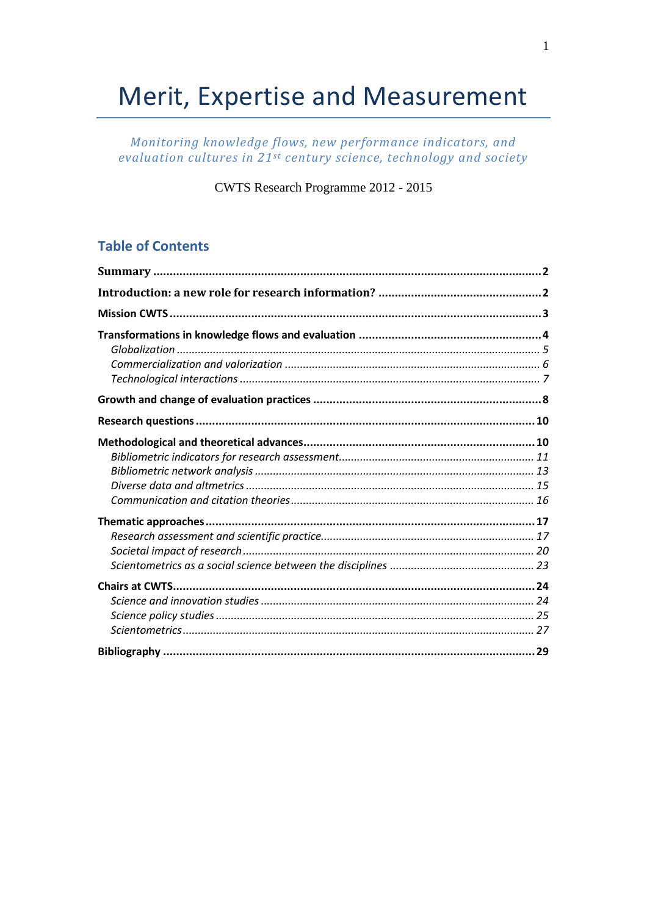# Merit, Expertise and Measurement

*Monitoring knowledge flows, new performance indicators, and evaluation cultures in 21st century science, technology and society*

CWTS Research Programme 2012 - 2015

## Table of Contents

**Summary** ..... 2

**Introduction: a new role for research information?** ..... 2

**Mission CWTS** ..... 3

**Transformations in knowledge flows and evaluation** ..... 4
- *Globalization* ..... 5
- *Commercialization and valorization* ..... 6
- *Technological interactions* ..... 7

**Growth and change of evaluation practices** ..... 8

**Research questions** ..... 10

**Methodological and theoretical advances** ..... 10
- *Bibliometric indicators for research assessment* ..... 11
- *Bibliometric network analysis* ..... 13
- *Diverse data and altmetrics* ..... 15
- *Communication and citation theories* ..... 16

**Thematic approaches** ..... 17
- *Research assessment and scientific practice* ..... 17
- *Societal impact of research* ..... 20
- *Scientometrics as a social science between the disciplines* ..... 23

**Chairs at CWTS** ..... 24
- *Science and innovation studies* ..... 24
- *Science policy studies* ..... 25
- *Scientometrics* ..... 27

**Bibliography** ..... 29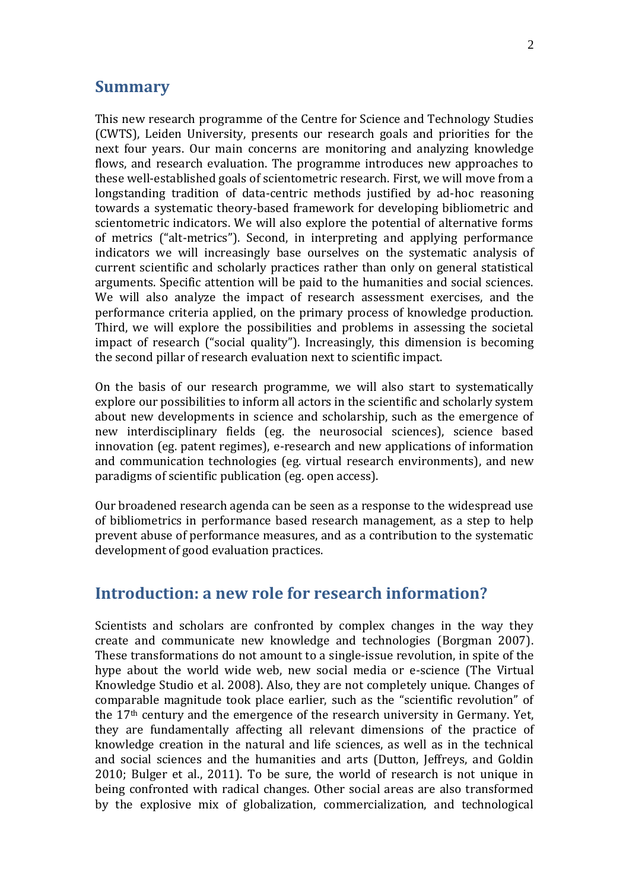## Summary

This new research programme of the Centre for Science and Technology Studies (CWTS), Leiden University, presents our research goals and priorities for the next four years. Our main concerns are monitoring and analyzing knowledge flows, and research evaluation. The programme introduces new approaches to these well-established goals of scientometric research. First, we will move from a longstanding tradition of data-centric methods justified by ad-hoc reasoning towards a systematic theory-based framework for developing bibliometric and scientometric indicators. We will also explore the potential of alternative forms of metrics ("alt-metrics"). Second, in interpreting and applying performance indicators we will increasingly base ourselves on the systematic analysis of current scientific and scholarly practices rather than only on general statistical arguments. Specific attention will be paid to the humanities and social sciences. We will also analyze the impact of research assessment exercises, and the performance criteria applied, on the primary process of knowledge production. Third, we will explore the possibilities and problems in assessing the societal impact of research ("social quality"). Increasingly, this dimension is becoming the second pillar of research evaluation next to scientific impact.

On the basis of our research programme, we will also start to systematically explore our possibilities to inform all actors in the scientific and scholarly system about new developments in science and scholarship, such as the emergence of new interdisciplinary fields (eg. the neurosocial sciences), science based innovation (eg. patent regimes), e-research and new applications of information and communication technologies (eg. virtual research environments), and new paradigms of scientific publication (eg. open access).

Our broadened research agenda can be seen as a response to the widespread use of bibliometrics in performance based research management, as a step to help prevent abuse of performance measures, and as a contribution to the systematic development of good evaluation practices.

## Introduction: a new role for research information?

Scientists and scholars are confronted by complex changes in the way they create and communicate new knowledge and technologies (Borgman 2007). These transformations do not amount to a single-issue revolution, in spite of the hype about the world wide web, new social media or e-science (The Virtual Knowledge Studio et al. 2008). Also, they are not completely unique. Changes of comparable magnitude took place earlier, such as the "scientific revolution" of the 17th century and the emergence of the research university in Germany. Yet, they are fundamentally affecting all relevant dimensions of the practice of knowledge creation in the natural and life sciences, as well as in the technical and social sciences and the humanities and arts (Dutton, Jeffreys, and Goldin 2010; Bulger et al., 2011). To be sure, the world of research is not unique in being confronted with radical changes. Other social areas are also transformed by the explosive mix of globalization, commercialization, and technological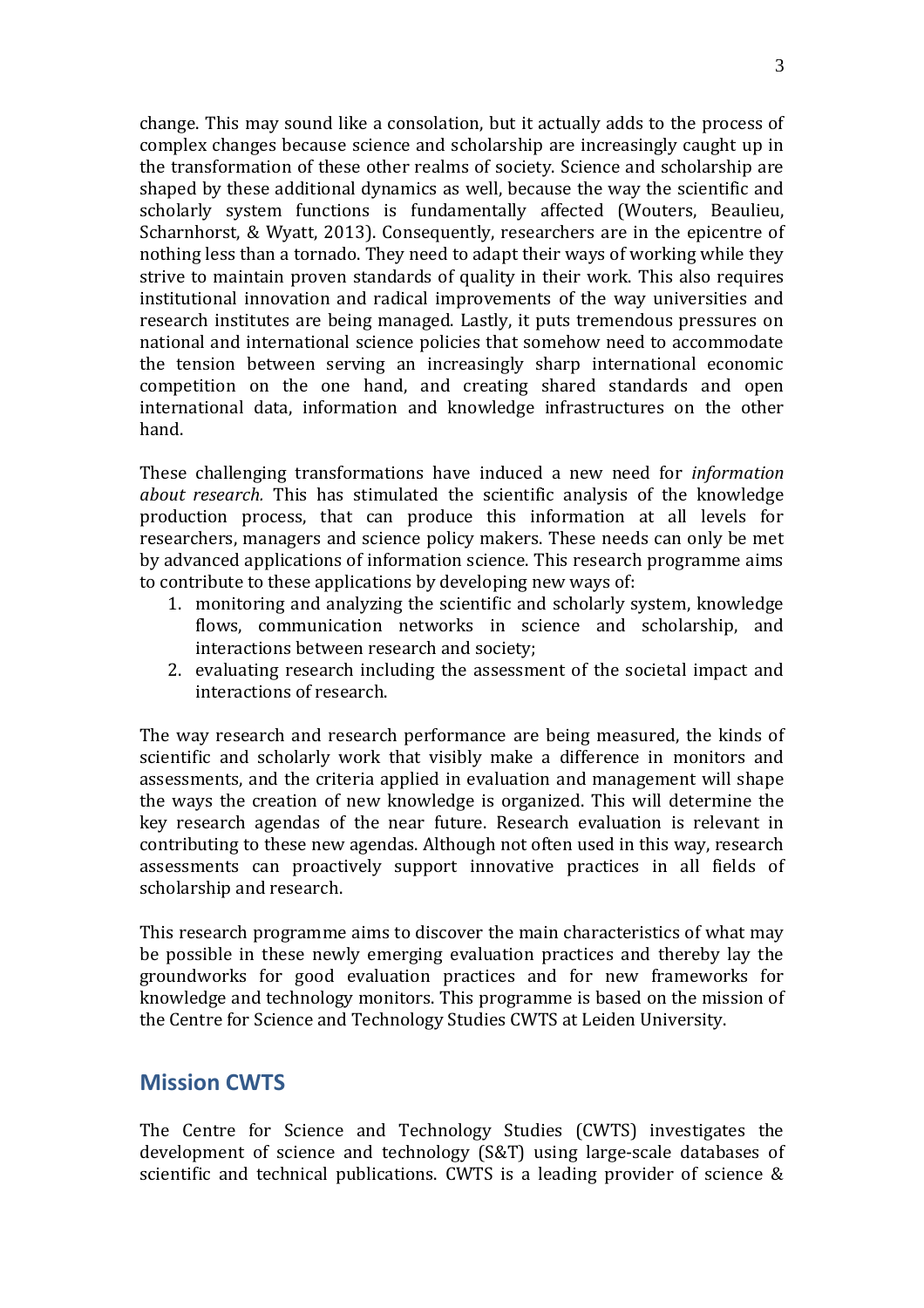change. This may sound like a consolation, but it actually adds to the process of complex changes because science and scholarship are increasingly caught up in the transformation of these other realms of society. Science and scholarship are shaped by these additional dynamics as well, because the way the scientific and scholarly system functions is fundamentally affected (Wouters, Beaulieu, Scharnhorst, & Wyatt, 2013). Consequently, researchers are in the epicentre of nothing less than a tornado. They need to adapt their ways of working while they strive to maintain proven standards of quality in their work. This also requires institutional innovation and radical improvements of the way universities and research institutes are being managed. Lastly, it puts tremendous pressures on national and international science policies that somehow need to accommodate the tension between serving an increasingly sharp international economic competition on the one hand, and creating shared standards and open international data, information and knowledge infrastructures on the other hand.

These challenging transformations have induced a new need for *information about research*. This has stimulated the scientific analysis of the knowledge production process, that can produce this information at all levels for researchers, managers and science policy makers. These needs can only be met by advanced applications of information science. This research programme aims to contribute to these applications by developing new ways of:

1. monitoring and analyzing the scientific and scholarly system, knowledge flows, communication networks in science and scholarship, and interactions between research and society;
2. evaluating research including the assessment of the societal impact and interactions of research.

The way research and research performance are being measured, the kinds of scientific and scholarly work that visibly make a difference in monitors and assessments, and the criteria applied in evaluation and management will shape the ways the creation of new knowledge is organized. This will determine the key research agendas of the near future. Research evaluation is relevant in contributing to these new agendas. Although not often used in this way, research assessments can proactively support innovative practices in all fields of scholarship and research.

This research programme aims to discover the main characteristics of what may be possible in these newly emerging evaluation practices and thereby lay the groundworks for good evaluation practices and for new frameworks for knowledge and technology monitors. This programme is based on the mission of the Centre for Science and Technology Studies CWTS at Leiden University.

## Mission CWTS

The Centre for Science and Technology Studies (CWTS) investigates the development of science and technology (S&T) using large-scale databases of scientific and technical publications. CWTS is a leading provider of science &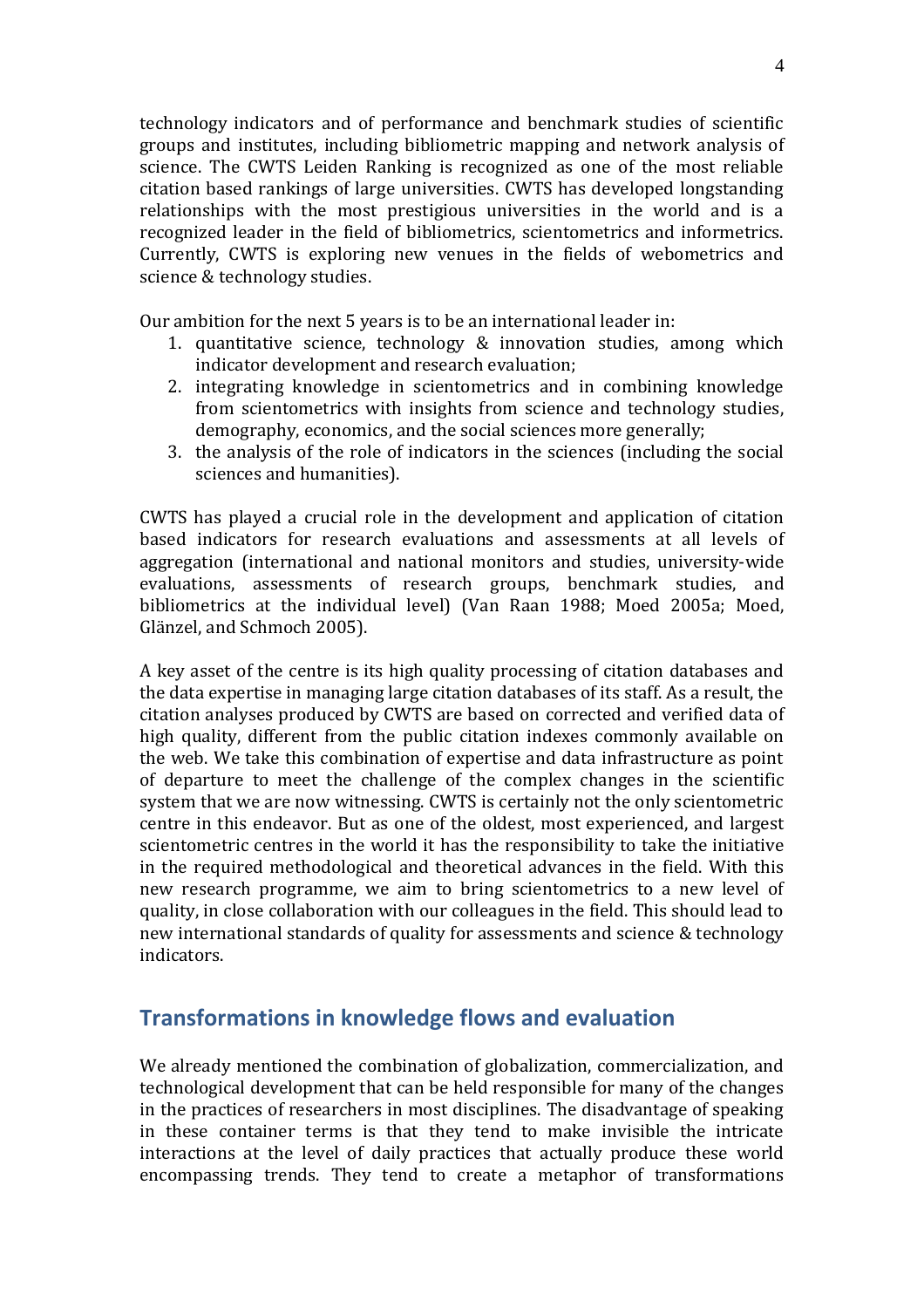technology indicators and of performance and benchmark studies of scientific groups and institutes, including bibliometric mapping and network analysis of science. The CWTS Leiden Ranking is recognized as one of the most reliable citation based rankings of large universities. CWTS has developed longstanding relationships with the most prestigious universities in the world and is a recognized leader in the field of bibliometrics, scientometrics and informetrics. Currently, CWTS is exploring new venues in the fields of webometrics and science & technology studies.

Our ambition for the next 5 years is to be an international leader in:

1. quantitative science, technology & innovation studies, among which indicator development and research evaluation;
2. integrating knowledge in scientometrics and in combining knowledge from scientometrics with insights from science and technology studies, demography, economics, and the social sciences more generally;
3. the analysis of the role of indicators in the sciences (including the social sciences and humanities).

CWTS has played a crucial role in the development and application of citation based indicators for research evaluations and assessments at all levels of aggregation (international and national monitors and studies, university-wide evaluations, assessments of research groups, benchmark studies, and bibliometrics at the individual level) (Van Raan 1988; Moed 2005a; Moed, Glänzel, and Schmoch 2005).

A key asset of the centre is its high quality processing of citation databases and the data expertise in managing large citation databases of its staff. As a result, the citation analyses produced by CWTS are based on corrected and verified data of high quality, different from the public citation indexes commonly available on the web. We take this combination of expertise and data infrastructure as point of departure to meet the challenge of the complex changes in the scientific system that we are now witnessing. CWTS is certainly not the only scientometric centre in this endeavor. But as one of the oldest, most experienced, and largest scientometric centres in the world it has the responsibility to take the initiative in the required methodological and theoretical advances in the field. With this new research programme, we aim to bring scientometrics to a new level of quality, in close collaboration with our colleagues in the field. This should lead to new international standards of quality for assessments and science & technology indicators.

## Transformations in knowledge flows and evaluation

We already mentioned the combination of globalization, commercialization, and technological development that can be held responsible for many of the changes in the practices of researchers in most disciplines. The disadvantage of speaking in these container terms is that they tend to make invisible the intricate interactions at the level of daily practices that actually produce these world encompassing trends. They tend to create a metaphor of transformations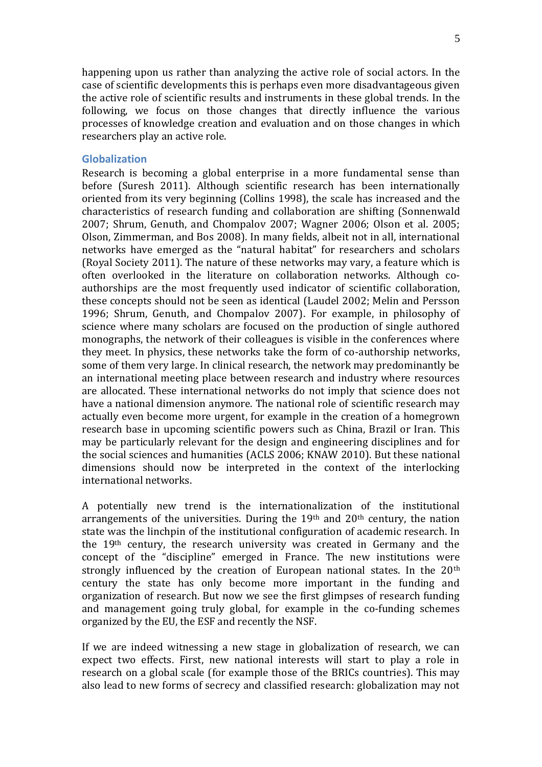happening upon us rather than analyzing the active role of social actors. In the case of scientific developments this is perhaps even more disadvantageous given the active role of scientific results and instruments in these global trends. In the following, we focus on those changes that directly influence the various processes of knowledge creation and evaluation and on those changes in which researchers play an active role.

### Globalization

Research is becoming a global enterprise in a more fundamental sense than before (Suresh 2011). Although scientific research has been internationally oriented from its very beginning (Collins 1998), the scale has increased and the characteristics of research funding and collaboration are shifting (Sonnenwald 2007; Shrum, Genuth, and Chompalov 2007; Wagner 2006; Olson et al. 2005; Olson, Zimmerman, and Bos 2008). In many fields, albeit not in all, international networks have emerged as the "natural habitat" for researchers and scholars (Royal Society 2011). The nature of these networks may vary, a feature which is often overlooked in the literature on collaboration networks. Although co-authorships are the most frequently used indicator of scientific collaboration, these concepts should not be seen as identical (Laudel 2002; Melin and Persson 1996; Shrum, Genuth, and Chompalov 2007). For example, in philosophy of science where many scholars are focused on the production of single authored monographs, the network of their colleagues is visible in the conferences where they meet. In physics, these networks take the form of co-authorship networks, some of them very large. In clinical research, the network may predominantly be an international meeting place between research and industry where resources are allocated. These international networks do not imply that science does not have a national dimension anymore. The national role of scientific research may actually even become more urgent, for example in the creation of a homegrown research base in upcoming scientific powers such as China, Brazil or Iran. This may be particularly relevant for the design and engineering disciplines and for the social sciences and humanities (ACLS 2006; KNAW 2010). But these national dimensions should now be interpreted in the context of the interlocking international networks.

A potentially new trend is the internationalization of the institutional arrangements of the universities. During the 19th and 20th century, the nation state was the linchpin of the institutional configuration of academic research. In the 19th century, the research university was created in Germany and the concept of the "discipline" emerged in France. The new institutions were strongly influenced by the creation of European national states. In the 20th century the state has only become more important in the funding and organization of research. But now we see the first glimpses of research funding and management going truly global, for example in the co-funding schemes organized by the EU, the ESF and recently the NSF.

If we are indeed witnessing a new stage in globalization of research, we can expect two effects. First, new national interests will start to play a role in research on a global scale (for example those of the BRICs countries). This may also lead to new forms of secrecy and classified research: globalization may not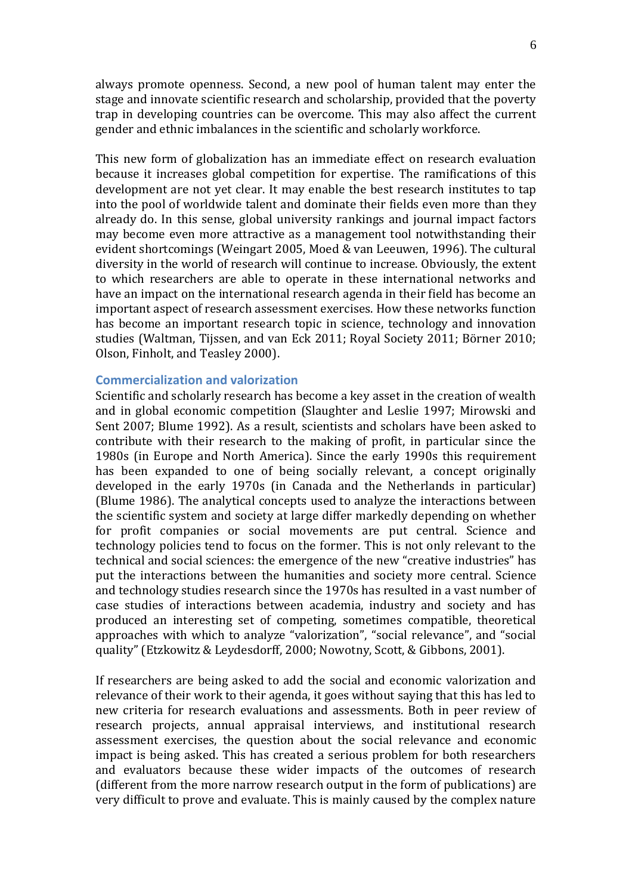always promote openness. Second, a new pool of human talent may enter the stage and innovate scientific research and scholarship, provided that the poverty trap in developing countries can be overcome. This may also affect the current gender and ethnic imbalances in the scientific and scholarly workforce.

This new form of globalization has an immediate effect on research evaluation because it increases global competition for expertise. The ramifications of this development are not yet clear. It may enable the best research institutes to tap into the pool of worldwide talent and dominate their fields even more than they already do. In this sense, global university rankings and journal impact factors may become even more attractive as a management tool notwithstanding their evident shortcomings (Weingart 2005, Moed & van Leeuwen, 1996). The cultural diversity in the world of research will continue to increase. Obviously, the extent to which researchers are able to operate in these international networks and have an impact on the international research agenda in their field has become an important aspect of research assessment exercises. How these networks function has become an important research topic in science, technology and innovation studies (Waltman, Tijssen, and van Eck 2011; Royal Society 2011; Börner 2010; Olson, Finholt, and Teasley 2000).

### Commercialization and valorization

Scientific and scholarly research has become a key asset in the creation of wealth and in global economic competition (Slaughter and Leslie 1997; Mirowski and Sent 2007; Blume 1992). As a result, scientists and scholars have been asked to contribute with their research to the making of profit, in particular since the 1980s (in Europe and North America). Since the early 1990s this requirement has been expanded to one of being socially relevant, a concept originally developed in the early 1970s (in Canada and the Netherlands in particular) (Blume 1986). The analytical concepts used to analyze the interactions between the scientific system and society at large differ markedly depending on whether for profit companies or social movements are put central. Science and technology policies tend to focus on the former. This is not only relevant to the technical and social sciences: the emergence of the new "creative industries" has put the interactions between the humanities and society more central. Science and technology studies research since the 1970s has resulted in a vast number of case studies of interactions between academia, industry and society and has produced an interesting set of competing, sometimes compatible, theoretical approaches with which to analyze "valorization", "social relevance", and "social quality" (Etzkowitz & Leydesdorff, 2000; Nowotny, Scott, & Gibbons, 2001).

If researchers are being asked to add the social and economic valorization and relevance of their work to their agenda, it goes without saying that this has led to new criteria for research evaluations and assessments. Both in peer review of research projects, annual appraisal interviews, and institutional research assessment exercises, the question about the social relevance and economic impact is being asked. This has created a serious problem for both researchers and evaluators because these wider impacts of the outcomes of research (different from the more narrow research output in the form of publications) are very difficult to prove and evaluate. This is mainly caused by the complex nature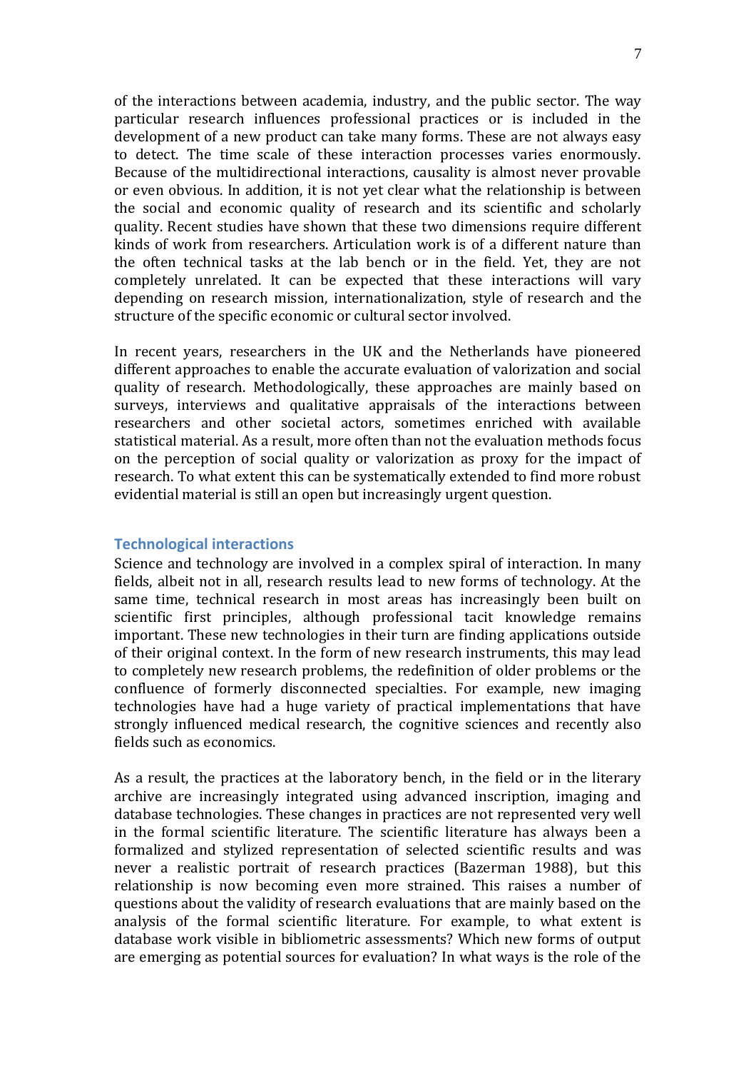of the interactions between academia, industry, and the public sector. The way particular research influences professional practices or is included in the development of a new product can take many forms. These are not always easy to detect. The time scale of these interaction processes varies enormously. Because of the multidirectional interactions, causality is almost never provable or even obvious. In addition, it is not yet clear what the relationship is between the social and economic quality of research and its scientific and scholarly quality. Recent studies have shown that these two dimensions require different kinds of work from researchers. Articulation work is of a different nature than the often technical tasks at the lab bench or in the field. Yet, they are not completely unrelated. It can be expected that these interactions will vary depending on research mission, internationalization, style of research and the structure of the specific economic or cultural sector involved.

In recent years, researchers in the UK and the Netherlands have pioneered different approaches to enable the accurate evaluation of valorization and social quality of research. Methodologically, these approaches are mainly based on surveys, interviews and qualitative appraisals of the interactions between researchers and other societal actors, sometimes enriched with available statistical material. As a result, more often than not the evaluation methods focus on the perception of social quality or valorization as proxy for the impact of research. To what extent this can be systematically extended to find more robust evidential material is still an open but increasingly urgent question.

### Technological interactions

Science and technology are involved in a complex spiral of interaction. In many fields, albeit not in all, research results lead to new forms of technology. At the same time, technical research in most areas has increasingly been built on scientific first principles, although professional tacit knowledge remains important. These new technologies in their turn are finding applications outside of their original context. In the form of new research instruments, this may lead to completely new research problems, the redefinition of older problems or the confluence of formerly disconnected specialties. For example, new imaging technologies have had a huge variety of practical implementations that have strongly influenced medical research, the cognitive sciences and recently also fields such as economics.

As a result, the practices at the laboratory bench, in the field or in the literary archive are increasingly integrated using advanced inscription, imaging and database technologies. These changes in practices are not represented very well in the formal scientific literature. The scientific literature has always been a formalized and stylized representation of selected scientific results and was never a realistic portrait of research practices (Bazerman 1988), but this relationship is now becoming even more strained. This raises a number of questions about the validity of research evaluations that are mainly based on the analysis of the formal scientific literature. For example, to what extent is database work visible in bibliometric assessments? Which new forms of output are emerging as potential sources for evaluation? In what ways is the role of the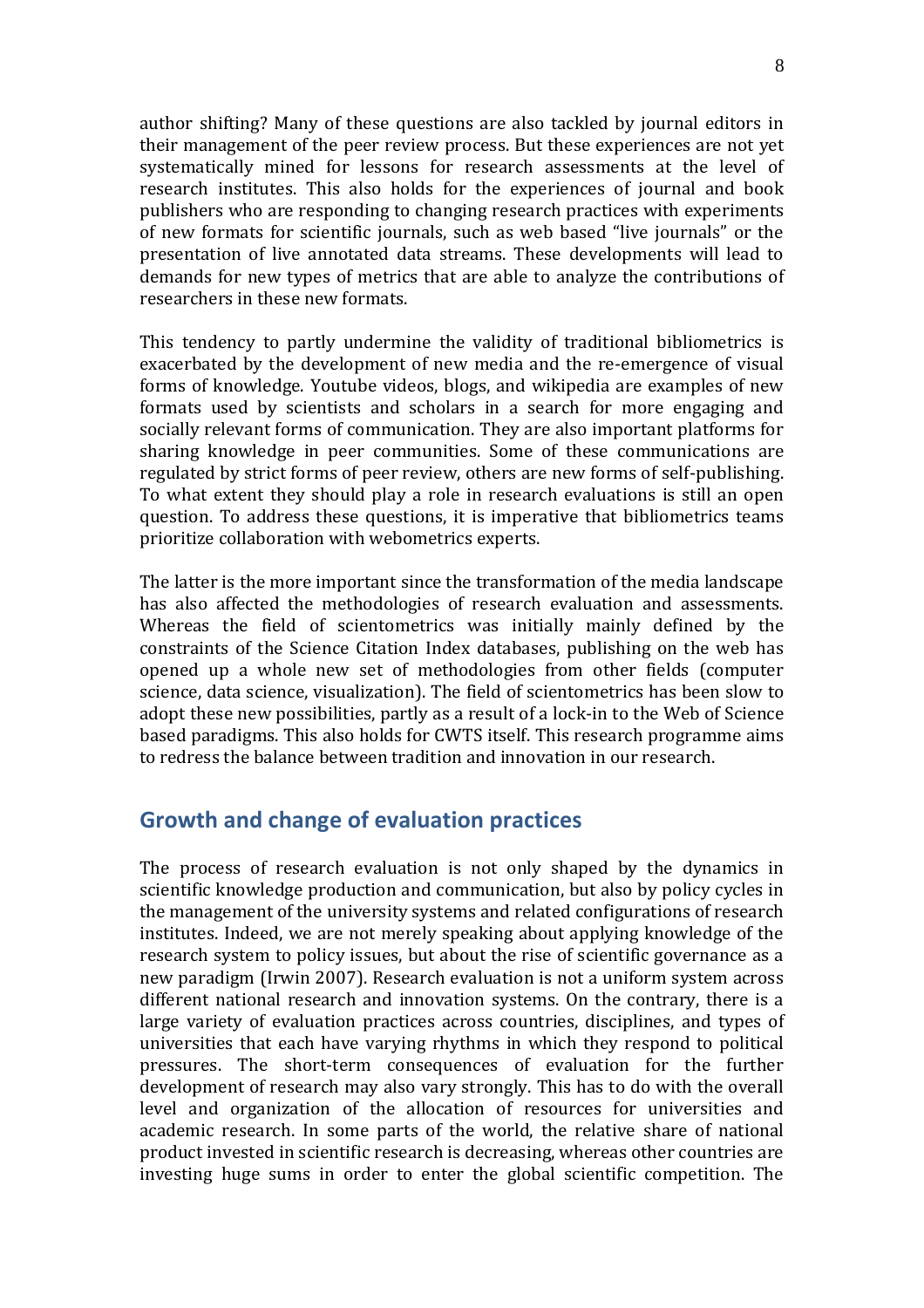author shifting? Many of these questions are also tackled by journal editors in their management of the peer review process. But these experiences are not yet systematically mined for lessons for research assessments at the level of research institutes. This also holds for the experiences of journal and book publishers who are responding to changing research practices with experiments of new formats for scientific journals, such as web based "live journals" or the presentation of live annotated data streams. These developments will lead to demands for new types of metrics that are able to analyze the contributions of researchers in these new formats.

This tendency to partly undermine the validity of traditional bibliometrics is exacerbated by the development of new media and the re-emergence of visual forms of knowledge. Youtube videos, blogs, and wikipedia are examples of new formats used by scientists and scholars in a search for more engaging and socially relevant forms of communication. They are also important platforms for sharing knowledge in peer communities. Some of these communications are regulated by strict forms of peer review, others are new forms of self-publishing. To what extent they should play a role in research evaluations is still an open question. To address these questions, it is imperative that bibliometrics teams prioritize collaboration with webometrics experts.

The latter is the more important since the transformation of the media landscape has also affected the methodologies of research evaluation and assessments. Whereas the field of scientometrics was initially mainly defined by the constraints of the Science Citation Index databases, publishing on the web has opened up a whole new set of methodologies from other fields (computer science, data science, visualization). The field of scientometrics has been slow to adopt these new possibilities, partly as a result of a lock-in to the Web of Science based paradigms. This also holds for CWTS itself. This research programme aims to redress the balance between tradition and innovation in our research.

## Growth and change of evaluation practices

The process of research evaluation is not only shaped by the dynamics in scientific knowledge production and communication, but also by policy cycles in the management of the university systems and related configurations of research institutes. Indeed, we are not merely speaking about applying knowledge of the research system to policy issues, but about the rise of scientific governance as a new paradigm (Irwin 2007). Research evaluation is not a uniform system across different national research and innovation systems. On the contrary, there is a large variety of evaluation practices across countries, disciplines, and types of universities that each have varying rhythms in which they respond to political pressures. The short-term consequences of evaluation for the further development of research may also vary strongly. This has to do with the overall level and organization of the allocation of resources for universities and academic research. In some parts of the world, the relative share of national product invested in scientific research is decreasing, whereas other countries are investing huge sums in order to enter the global scientific competition. The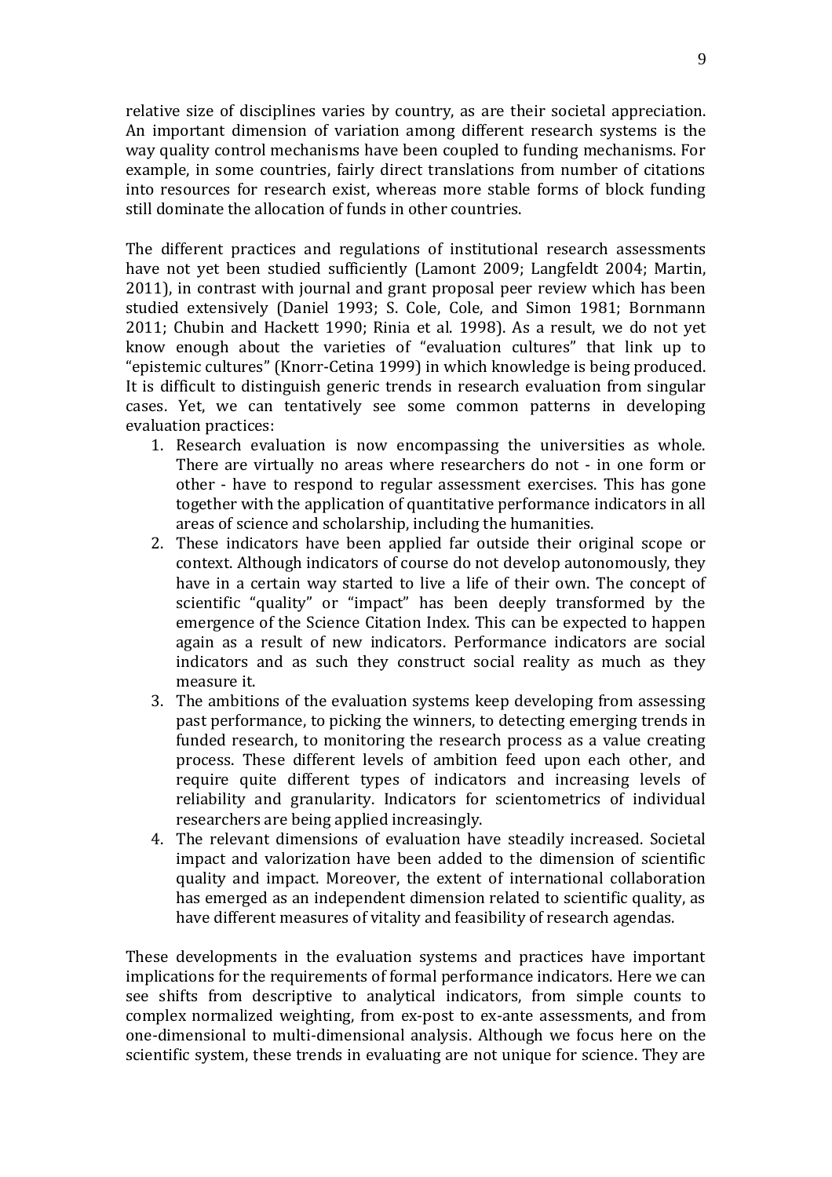relative size of disciplines varies by country, as are their societal appreciation. An important dimension of variation among different research systems is the way quality control mechanisms have been coupled to funding mechanisms. For example, in some countries, fairly direct translations from number of citations into resources for research exist, whereas more stable forms of block funding still dominate the allocation of funds in other countries.

The different practices and regulations of institutional research assessments have not yet been studied sufficiently (Lamont 2009; Langfeldt 2004; Martin, 2011), in contrast with journal and grant proposal peer review which has been studied extensively (Daniel 1993; S. Cole, Cole, and Simon 1981; Bornmann 2011; Chubin and Hackett 1990; Rinia et al. 1998). As a result, we do not yet know enough about the varieties of "evaluation cultures" that link up to "epistemic cultures" (Knorr-Cetina 1999) in which knowledge is being produced. It is difficult to distinguish generic trends in research evaluation from singular cases. Yet, we can tentatively see some common patterns in developing evaluation practices:

1. Research evaluation is now encompassing the universities as whole. There are virtually no areas where researchers do not - in one form or other - have to respond to regular assessment exercises. This has gone together with the application of quantitative performance indicators in all areas of science and scholarship, including the humanities.
2. These indicators have been applied far outside their original scope or context. Although indicators of course do not develop autonomously, they have in a certain way started to live a life of their own. The concept of scientific "quality" or "impact" has been deeply transformed by the emergence of the Science Citation Index. This can be expected to happen again as a result of new indicators. Performance indicators are social indicators and as such they construct social reality as much as they measure it.
3. The ambitions of the evaluation systems keep developing from assessing past performance, to picking the winners, to detecting emerging trends in funded research, to monitoring the research process as a value creating process. These different levels of ambition feed upon each other, and require quite different types of indicators and increasing levels of reliability and granularity. Indicators for scientometrics of individual researchers are being applied increasingly.
4. The relevant dimensions of evaluation have steadily increased. Societal impact and valorization have been added to the dimension of scientific quality and impact. Moreover, the extent of international collaboration has emerged as an independent dimension related to scientific quality, as have different measures of vitality and feasibility of research agendas.

These developments in the evaluation systems and practices have important implications for the requirements of formal performance indicators. Here we can see shifts from descriptive to analytical indicators, from simple counts to complex normalized weighting, from ex-post to ex-ante assessments, and from one-dimensional to multi-dimensional analysis. Although we focus here on the scientific system, these trends in evaluating are not unique for science. They are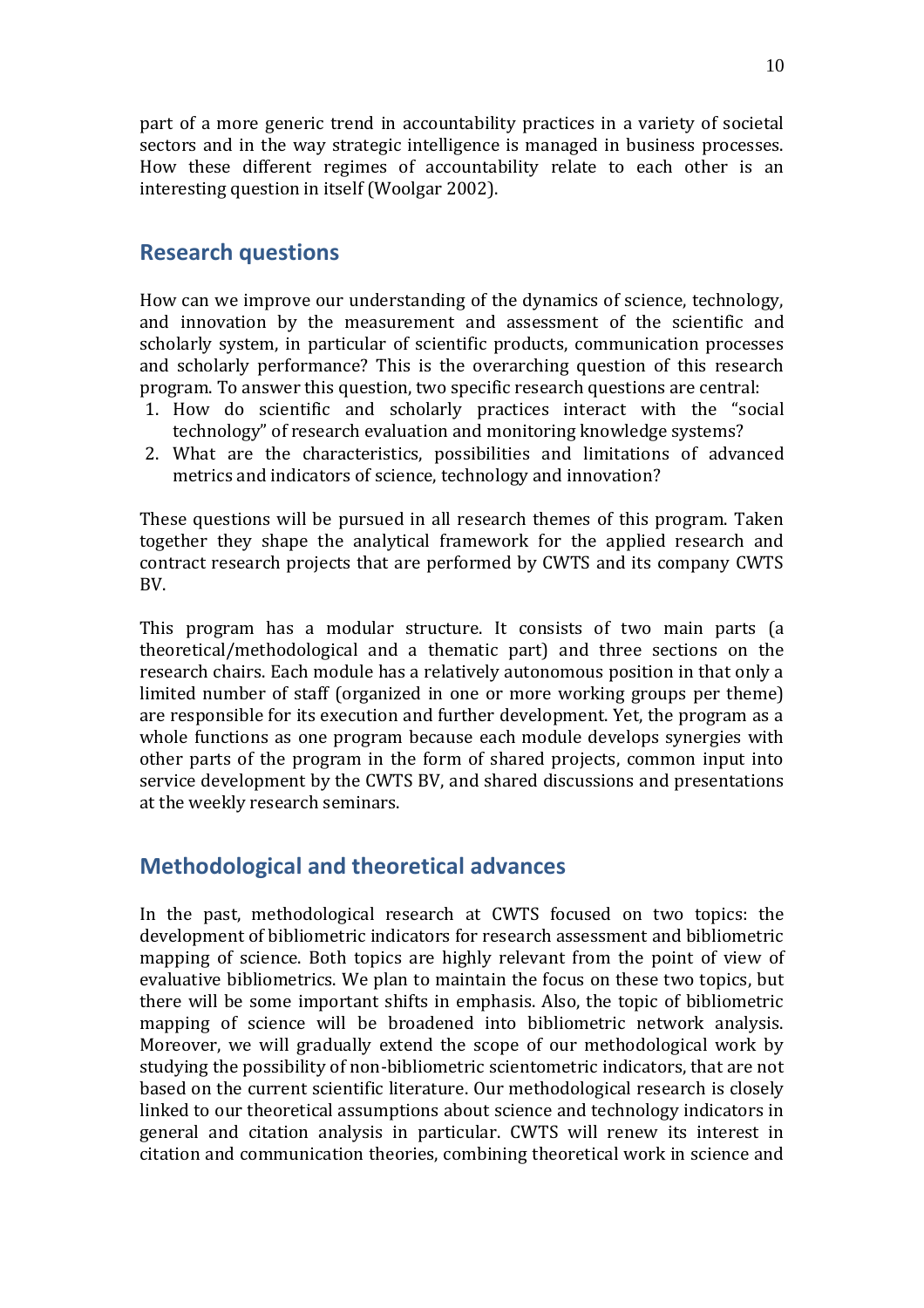part of a more generic trend in accountability practices in a variety of societal sectors and in the way strategic intelligence is managed in business processes. How these different regimes of accountability relate to each other is an interesting question in itself (Woolgar 2002).

## Research questions

How can we improve our understanding of the dynamics of science, technology, and innovation by the measurement and assessment of the scientific and scholarly system, in particular of scientific products, communication processes and scholarly performance? This is the overarching question of this research program. To answer this question, two specific research questions are central:

1. How do scientific and scholarly practices interact with the "social technology" of research evaluation and monitoring knowledge systems?
2. What are the characteristics, possibilities and limitations of advanced metrics and indicators of science, technology and innovation?

These questions will be pursued in all research themes of this program. Taken together they shape the analytical framework for the applied research and contract research projects that are performed by CWTS and its company CWTS BV.

This program has a modular structure. It consists of two main parts (a theoretical/methodological and a thematic part) and three sections on the research chairs. Each module has a relatively autonomous position in that only a limited number of staff (organized in one or more working groups per theme) are responsible for its execution and further development. Yet, the program as a whole functions as one program because each module develops synergies with other parts of the program in the form of shared projects, common input into service development by the CWTS BV, and shared discussions and presentations at the weekly research seminars.

## Methodological and theoretical advances

In the past, methodological research at CWTS focused on two topics: the development of bibliometric indicators for research assessment and bibliometric mapping of science. Both topics are highly relevant from the point of view of evaluative bibliometrics. We plan to maintain the focus on these two topics, but there will be some important shifts in emphasis. Also, the topic of bibliometric mapping of science will be broadened into bibliometric network analysis. Moreover, we will gradually extend the scope of our methodological work by studying the possibility of non-bibliometric scientometric indicators, that are not based on the current scientific literature. Our methodological research is closely linked to our theoretical assumptions about science and technology indicators in general and citation analysis in particular. CWTS will renew its interest in citation and communication theories, combining theoretical work in science and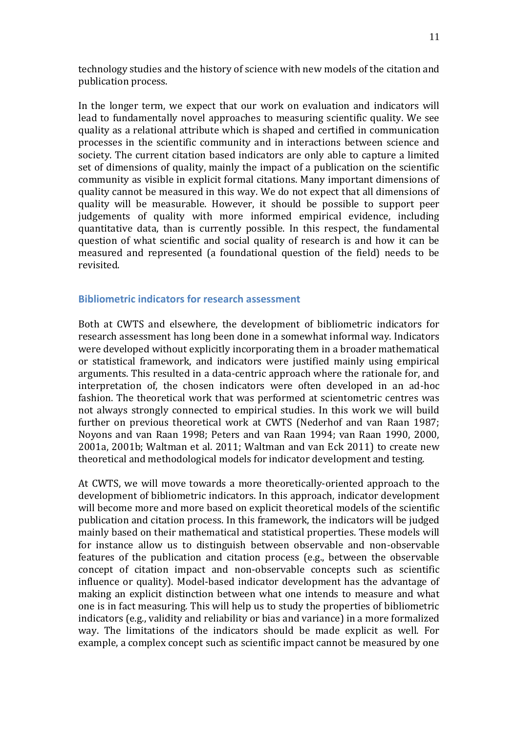technology studies and the history of science with new models of the citation and publication process.

In the longer term, we expect that our work on evaluation and indicators will lead to fundamentally novel approaches to measuring scientific quality. We see quality as a relational attribute which is shaped and certified in communication processes in the scientific community and in interactions between science and society. The current citation based indicators are only able to capture a limited set of dimensions of quality, mainly the impact of a publication on the scientific community as visible in explicit formal citations. Many important dimensions of quality cannot be measured in this way. We do not expect that all dimensions of quality will be measurable. However, it should be possible to support peer judgements of quality with more informed empirical evidence, including quantitative data, than is currently possible. In this respect, the fundamental question of what scientific and social quality of research is and how it can be measured and represented (a foundational question of the field) needs to be revisited.

### Bibliometric indicators for research assessment

Both at CWTS and elsewhere, the development of bibliometric indicators for research assessment has long been done in a somewhat informal way. Indicators were developed without explicitly incorporating them in a broader mathematical or statistical framework, and indicators were justified mainly using empirical arguments. This resulted in a data-centric approach where the rationale for, and interpretation of, the chosen indicators were often developed in an ad-hoc fashion. The theoretical work that was performed at scientometric centres was not always strongly connected to empirical studies. In this work we will build further on previous theoretical work at CWTS (Nederhof and van Raan 1987; Noyons and van Raan 1998; Peters and van Raan 1994; van Raan 1990, 2000, 2001a, 2001b; Waltman et al. 2011; Waltman and van Eck 2011) to create new theoretical and methodological models for indicator development and testing.

At CWTS, we will move towards a more theoretically-oriented approach to the development of bibliometric indicators. In this approach, indicator development will become more and more based on explicit theoretical models of the scientific publication and citation process. In this framework, the indicators will be judged mainly based on their mathematical and statistical properties. These models will for instance allow us to distinguish between observable and non-observable features of the publication and citation process (e.g., between the observable concept of citation impact and non-observable concepts such as scientific influence or quality). Model-based indicator development has the advantage of making an explicit distinction between what one intends to measure and what one is in fact measuring. This will help us to study the properties of bibliometric indicators (e.g., validity and reliability or bias and variance) in a more formalized way. The limitations of the indicators should be made explicit as well. For example, a complex concept such as scientific impact cannot be measured by one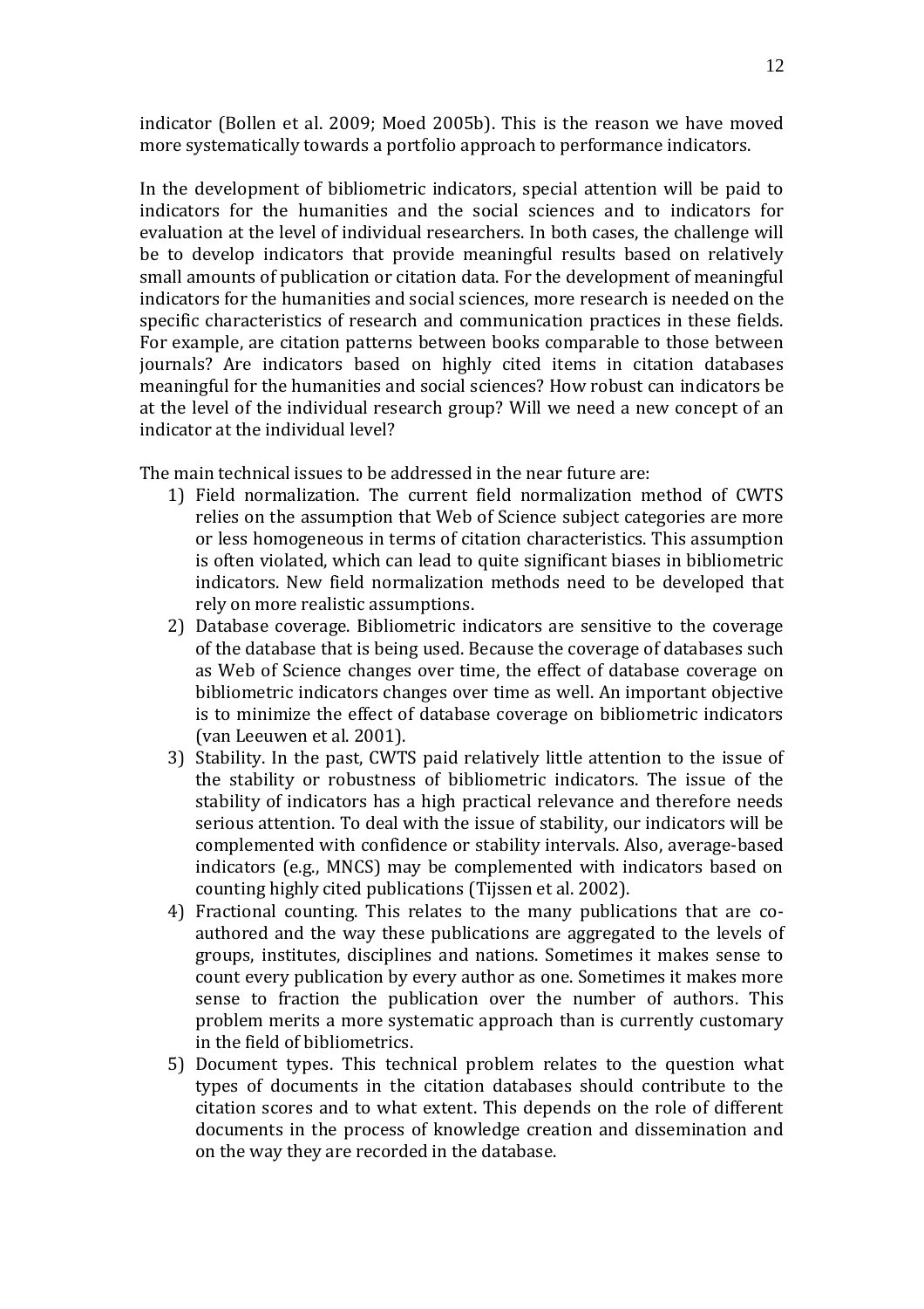indicator (Bollen et al. 2009; Moed 2005b). This is the reason we have moved more systematically towards a portfolio approach to performance indicators.

In the development of bibliometric indicators, special attention will be paid to indicators for the humanities and the social sciences and to indicators for evaluation at the level of individual researchers. In both cases, the challenge will be to develop indicators that provide meaningful results based on relatively small amounts of publication or citation data. For the development of meaningful indicators for the humanities and social sciences, more research is needed on the specific characteristics of research and communication practices in these fields. For example, are citation patterns between books comparable to those between journals? Are indicators based on highly cited items in citation databases meaningful for the humanities and social sciences? How robust can indicators be at the level of the individual research group? Will we need a new concept of an indicator at the individual level?

The main technical issues to be addressed in the near future are:

1) Field normalization. The current field normalization method of CWTS relies on the assumption that Web of Science subject categories are more or less homogeneous in terms of citation characteristics. This assumption is often violated, which can lead to quite significant biases in bibliometric indicators. New field normalization methods need to be developed that rely on more realistic assumptions.
2) Database coverage. Bibliometric indicators are sensitive to the coverage of the database that is being used. Because the coverage of databases such as Web of Science changes over time, the effect of database coverage on bibliometric indicators changes over time as well. An important objective is to minimize the effect of database coverage on bibliometric indicators (van Leeuwen et al. 2001).
3) Stability. In the past, CWTS paid relatively little attention to the issue of the stability or robustness of bibliometric indicators. The issue of the stability of indicators has a high practical relevance and therefore needs serious attention. To deal with the issue of stability, our indicators will be complemented with confidence or stability intervals. Also, average-based indicators (e.g., MNCS) may be complemented with indicators based on counting highly cited publications (Tijssen et al. 2002).
4) Fractional counting. This relates to the many publications that are co-authored and the way these publications are aggregated to the levels of groups, institutes, disciplines and nations. Sometimes it makes sense to count every publication by every author as one. Sometimes it makes more sense to fraction the publication over the number of authors. This problem merits a more systematic approach than is currently customary in the field of bibliometrics.
5) Document types. This technical problem relates to the question what types of documents in the citation databases should contribute to the citation scores and to what extent. This depends on the role of different documents in the process of knowledge creation and dissemination and on the way they are recorded in the database.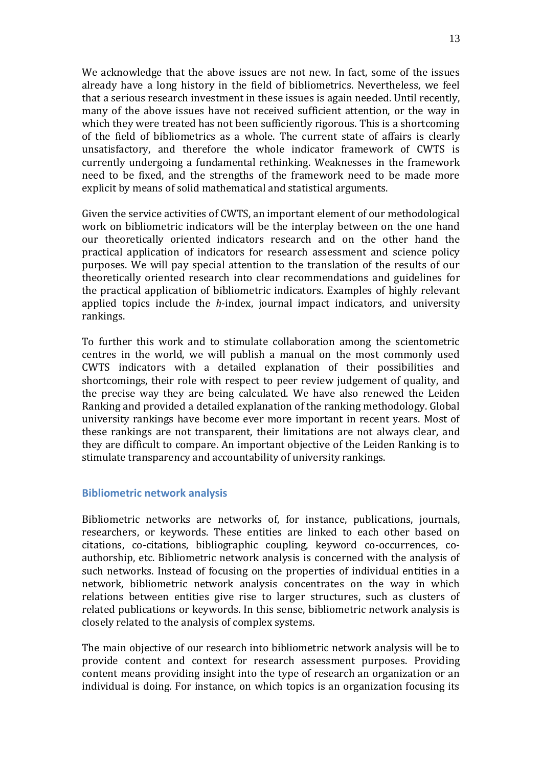We acknowledge that the above issues are not new. In fact, some of the issues already have a long history in the field of bibliometrics. Nevertheless, we feel that a serious research investment in these issues is again needed. Until recently, many of the above issues have not received sufficient attention, or the way in which they were treated has not been sufficiently rigorous. This is a shortcoming of the field of bibliometrics as a whole. The current state of affairs is clearly unsatisfactory, and therefore the whole indicator framework of CWTS is currently undergoing a fundamental rethinking. Weaknesses in the framework need to be fixed, and the strengths of the framework need to be made more explicit by means of solid mathematical and statistical arguments.

Given the service activities of CWTS, an important element of our methodological work on bibliometric indicators will be the interplay between on the one hand our theoretically oriented indicators research and on the other hand the practical application of indicators for research assessment and science policy purposes. We will pay special attention to the translation of the results of our theoretically oriented research into clear recommendations and guidelines for the practical application of bibliometric indicators. Examples of highly relevant applied topics include the *h*-index, journal impact indicators, and university rankings.

To further this work and to stimulate collaboration among the scientometric centres in the world, we will publish a manual on the most commonly used CWTS indicators with a detailed explanation of their possibilities and shortcomings, their role with respect to peer review judgement of quality, and the precise way they are being calculated. We have also renewed the Leiden Ranking and provided a detailed explanation of the ranking methodology. Global university rankings have become ever more important in recent years. Most of these rankings are not transparent, their limitations are not always clear, and they are difficult to compare. An important objective of the Leiden Ranking is to stimulate transparency and accountability of university rankings.

### Bibliometric network analysis

Bibliometric networks are networks of, for instance, publications, journals, researchers, or keywords. These entities are linked to each other based on citations, co-citations, bibliographic coupling, keyword co-occurrences, co-authorship, etc. Bibliometric network analysis is concerned with the analysis of such networks. Instead of focusing on the properties of individual entities in a network, bibliometric network analysis concentrates on the way in which relations between entities give rise to larger structures, such as clusters of related publications or keywords. In this sense, bibliometric network analysis is closely related to the analysis of complex systems.

The main objective of our research into bibliometric network analysis will be to provide content and context for research assessment purposes. Providing content means providing insight into the type of research an organization or an individual is doing. For instance, on which topics is an organization focusing its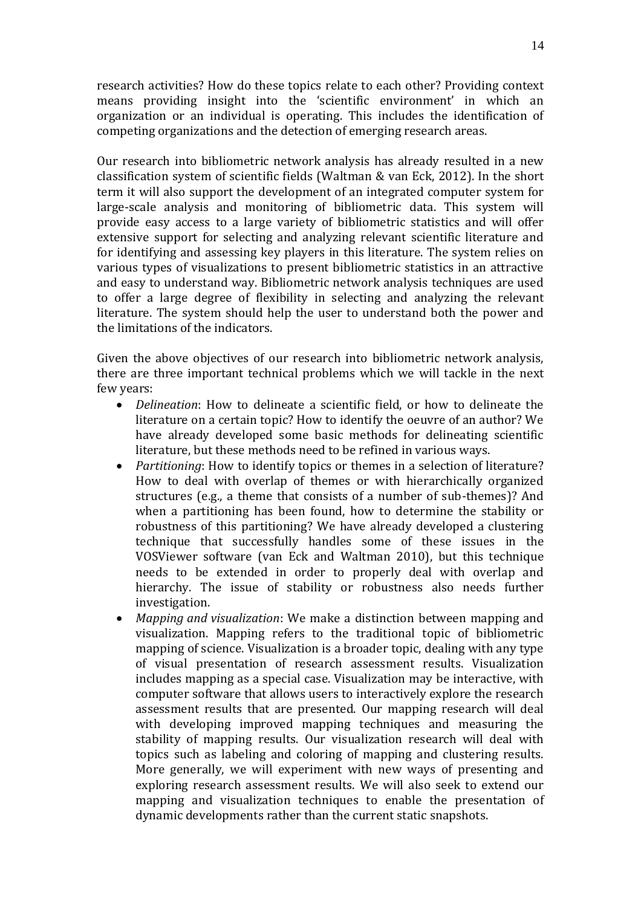research activities? How do these topics relate to each other? Providing context means providing insight into the 'scientific environment' in which an organization or an individual is operating. This includes the identification of competing organizations and the detection of emerging research areas.

Our research into bibliometric network analysis has already resulted in a new classification system of scientific fields (Waltman & van Eck, 2012). In the short term it will also support the development of an integrated computer system for large-scale analysis and monitoring of bibliometric data. This system will provide easy access to a large variety of bibliometric statistics and will offer extensive support for selecting and analyzing relevant scientific literature and for identifying and assessing key players in this literature. The system relies on various types of visualizations to present bibliometric statistics in an attractive and easy to understand way. Bibliometric network analysis techniques are used to offer a large degree of flexibility in selecting and analyzing the relevant literature. The system should help the user to understand both the power and the limitations of the indicators.

Given the above objectives of our research into bibliometric network analysis, there are three important technical problems which we will tackle in the next few years:

- *Delineation*: How to delineate a scientific field, or how to delineate the literature on a certain topic? How to identify the oeuvre of an author? We have already developed some basic methods for delineating scientific literature, but these methods need to be refined in various ways.
- *Partitioning*: How to identify topics or themes in a selection of literature? How to deal with overlap of themes or with hierarchically organized structures (e.g., a theme that consists of a number of sub-themes)? And when a partitioning has been found, how to determine the stability or robustness of this partitioning? We have already developed a clustering technique that successfully handles some of these issues in the VOSViewer software (van Eck and Waltman 2010), but this technique needs to be extended in order to properly deal with overlap and hierarchy. The issue of stability or robustness also needs further investigation.
- *Mapping and visualization*: We make a distinction between mapping and visualization. Mapping refers to the traditional topic of bibliometric mapping of science. Visualization is a broader topic, dealing with any type of visual presentation of research assessment results. Visualization includes mapping as a special case. Visualization may be interactive, with computer software that allows users to interactively explore the research assessment results that are presented. Our mapping research will deal with developing improved mapping techniques and measuring the stability of mapping results. Our visualization research will deal with topics such as labeling and coloring of mapping and clustering results. More generally, we will experiment with new ways of presenting and exploring research assessment results. We will also seek to extend our mapping and visualization techniques to enable the presentation of dynamic developments rather than the current static snapshots.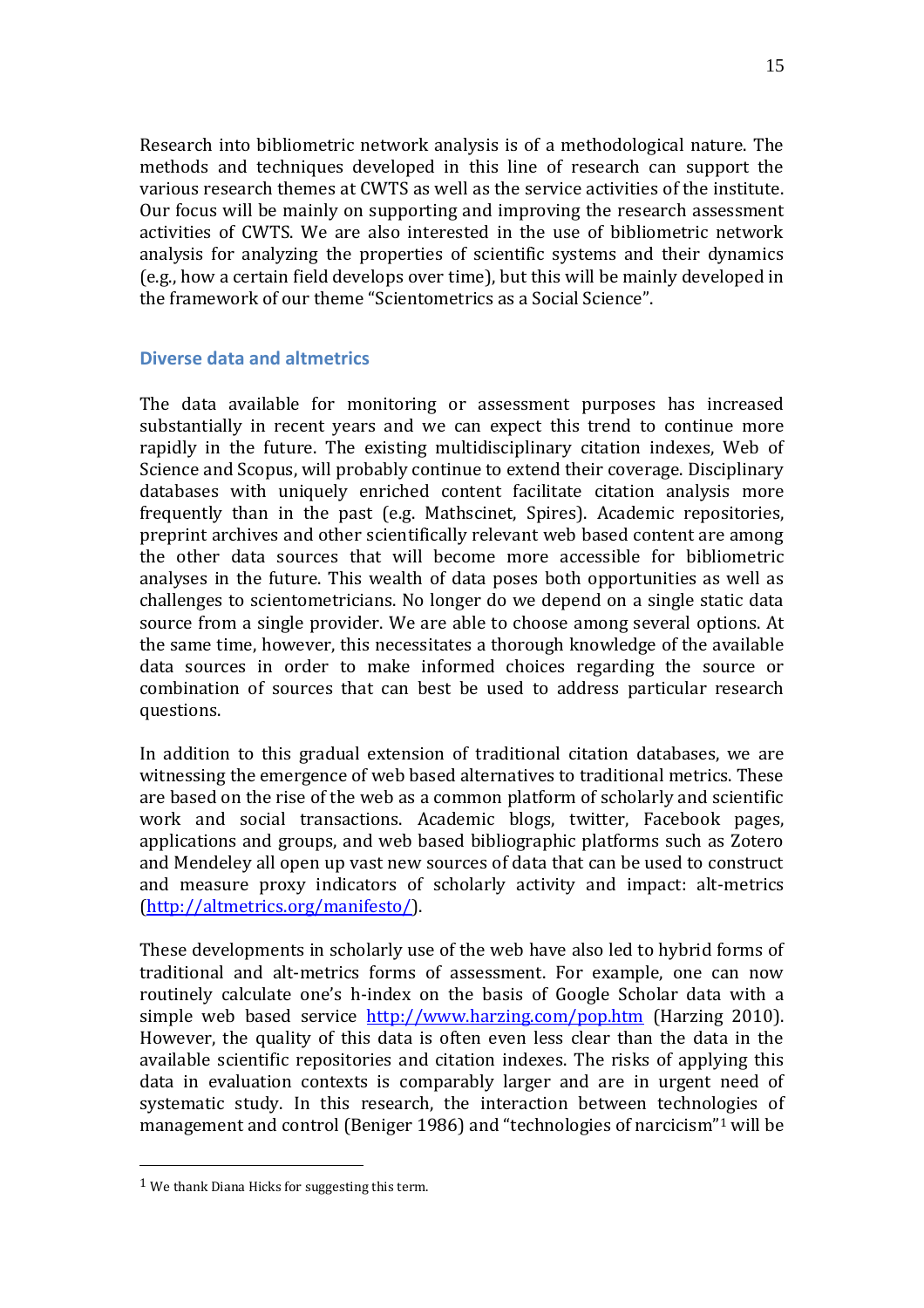Research into bibliometric network analysis is of a methodological nature. The methods and techniques developed in this line of research can support the various research themes at CWTS as well as the service activities of the institute. Our focus will be mainly on supporting and improving the research assessment activities of CWTS. We are also interested in the use of bibliometric network analysis for analyzing the properties of scientific systems and their dynamics (e.g., how a certain field develops over time), but this will be mainly developed in the framework of our theme "Scientometrics as a Social Science".

## Diverse data and altmetrics

The data available for monitoring or assessment purposes has increased substantially in recent years and we can expect this trend to continue more rapidly in the future. The existing multidisciplinary citation indexes, Web of Science and Scopus, will probably continue to extend their coverage. Disciplinary databases with uniquely enriched content facilitate citation analysis more frequently than in the past (e.g. Mathscinet, Spires). Academic repositories, preprint archives and other scientifically relevant web based content are among the other data sources that will become more accessible for bibliometric analyses in the future. This wealth of data poses both opportunities as well as challenges to scientometricians. No longer do we depend on a single static data source from a single provider. We are able to choose among several options. At the same time, however, this necessitates a thorough knowledge of the available data sources in order to make informed choices regarding the source or combination of sources that can best be used to address particular research questions.

In addition to this gradual extension of traditional citation databases, we are witnessing the emergence of web based alternatives to traditional metrics. These are based on the rise of the web as a common platform of scholarly and scientific work and social transactions. Academic blogs, twitter, Facebook pages, applications and groups, and web based bibliographic platforms such as Zotero and Mendeley all open up vast new sources of data that can be used to construct and measure proxy indicators of scholarly activity and impact: alt-metrics (http://altmetrics.org/manifesto/).

These developments in scholarly use of the web have also led to hybrid forms of traditional and alt-metrics forms of assessment. For example, one can now routinely calculate one's h-index on the basis of Google Scholar data with a simple web based service http://www.harzing.com/pop.htm (Harzing 2010). However, the quality of this data is often even less clear than the data in the available scientific repositories and citation indexes. The risks of applying this data in evaluation contexts is comparably larger and are in urgent need of systematic study. In this research, the interaction between technologies of management and control (Beniger 1986) and "technologies of narcicism"[1] will be

[1] We thank Diana Hicks for suggesting this term.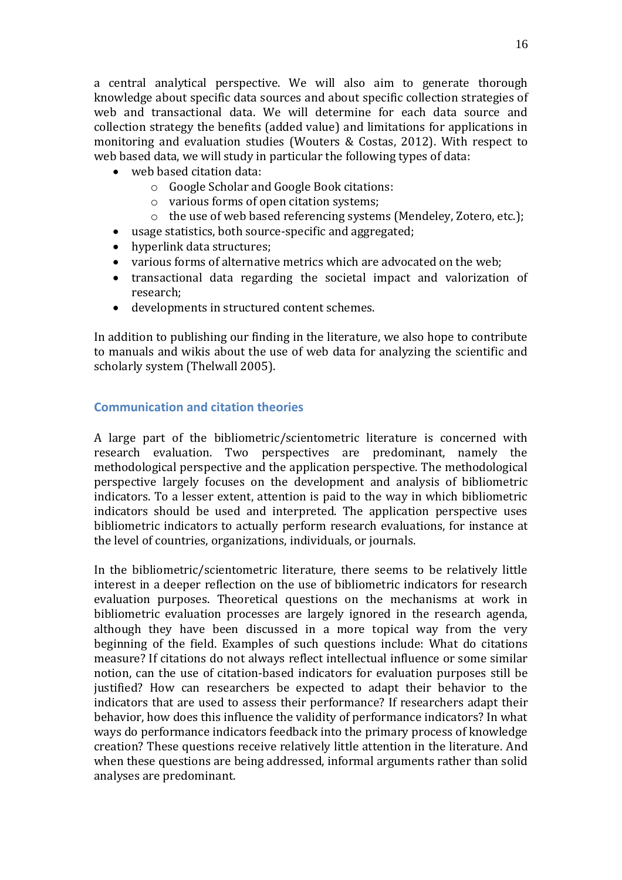a central analytical perspective. We will also aim to generate thorough knowledge about specific data sources and about specific collection strategies of web and transactional data. We will determine for each data source and collection strategy the benefits (added value) and limitations for applications in monitoring and evaluation studies (Wouters & Costas, 2012). With respect to web based data, we will study in particular the following types of data:

- web based citation data:
  - Google Scholar and Google Book citations:
  - various forms of open citation systems;
  - the use of web based referencing systems (Mendeley, Zotero, etc.);
- usage statistics, both source-specific and aggregated;
- hyperlink data structures;
- various forms of alternative metrics which are advocated on the web;
- transactional data regarding the societal impact and valorization of research;
- developments in structured content schemes.

In addition to publishing our finding in the literature, we also hope to contribute to manuals and wikis about the use of web data for analyzing the scientific and scholarly system (Thelwall 2005).

## Communication and citation theories

A large part of the bibliometric/scientometric literature is concerned with research evaluation. Two perspectives are predominant, namely the methodological perspective and the application perspective. The methodological perspective largely focuses on the development and analysis of bibliometric indicators. To a lesser extent, attention is paid to the way in which bibliometric indicators should be used and interpreted. The application perspective uses bibliometric indicators to actually perform research evaluations, for instance at the level of countries, organizations, individuals, or journals.

In the bibliometric/scientometric literature, there seems to be relatively little interest in a deeper reflection on the use of bibliometric indicators for research evaluation purposes. Theoretical questions on the mechanisms at work in bibliometric evaluation processes are largely ignored in the research agenda, although they have been discussed in a more topical way from the very beginning of the field. Examples of such questions include: What do citations measure? If citations do not always reflect intellectual influence or some similar notion, can the use of citation-based indicators for evaluation purposes still be justified? How can researchers be expected to adapt their behavior to the indicators that are used to assess their performance? If researchers adapt their behavior, how does this influence the validity of performance indicators? In what ways do performance indicators feedback into the primary process of knowledge creation? These questions receive relatively little attention in the literature. And when these questions are being addressed, informal arguments rather than solid analyses are predominant.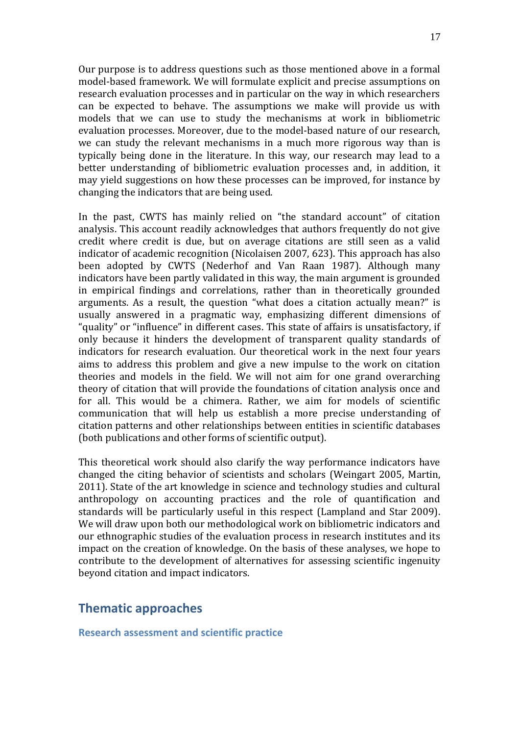Our purpose is to address questions such as those mentioned above in a formal model-based framework. We will formulate explicit and precise assumptions on research evaluation processes and in particular on the way in which researchers can be expected to behave. The assumptions we make will provide us with models that we can use to study the mechanisms at work in bibliometric evaluation processes. Moreover, due to the model-based nature of our research, we can study the relevant mechanisms in a much more rigorous way than is typically being done in the literature. In this way, our research may lead to a better understanding of bibliometric evaluation processes and, in addition, it may yield suggestions on how these processes can be improved, for instance by changing the indicators that are being used.

In the past, CWTS has mainly relied on "the standard account" of citation analysis. This account readily acknowledges that authors frequently do not give credit where credit is due, but on average citations are still seen as a valid indicator of academic recognition (Nicolaisen 2007, 623). This approach has also been adopted by CWTS (Nederhof and Van Raan 1987). Although many indicators have been partly validated in this way, the main argument is grounded in empirical findings and correlations, rather than in theoretically grounded arguments. As a result, the question "what does a citation actually mean?" is usually answered in a pragmatic way, emphasizing different dimensions of "quality" or "influence" in different cases. This state of affairs is unsatisfactory, if only because it hinders the development of transparent quality standards of indicators for research evaluation. Our theoretical work in the next four years aims to address this problem and give a new impulse to the work on citation theories and models in the field. We will not aim for one grand overarching theory of citation that will provide the foundations of citation analysis once and for all. This would be a chimera. Rather, we aim for models of scientific communication that will help us establish a more precise understanding of citation patterns and other relationships between entities in scientific databases (both publications and other forms of scientific output).

This theoretical work should also clarify the way performance indicators have changed the citing behavior of scientists and scholars (Weingart 2005, Martin, 2011). State of the art knowledge in science and technology studies and cultural anthropology on accounting practices and the role of quantification and standards will be particularly useful in this respect (Lampland and Star 2009). We will draw upon both our methodological work on bibliometric indicators and our ethnographic studies of the evaluation process in research institutes and its impact on the creation of knowledge. On the basis of these analyses, we hope to contribute to the development of alternatives for assessing scientific ingenuity beyond citation and impact indicators.

## Thematic approaches

### Research assessment and scientific practice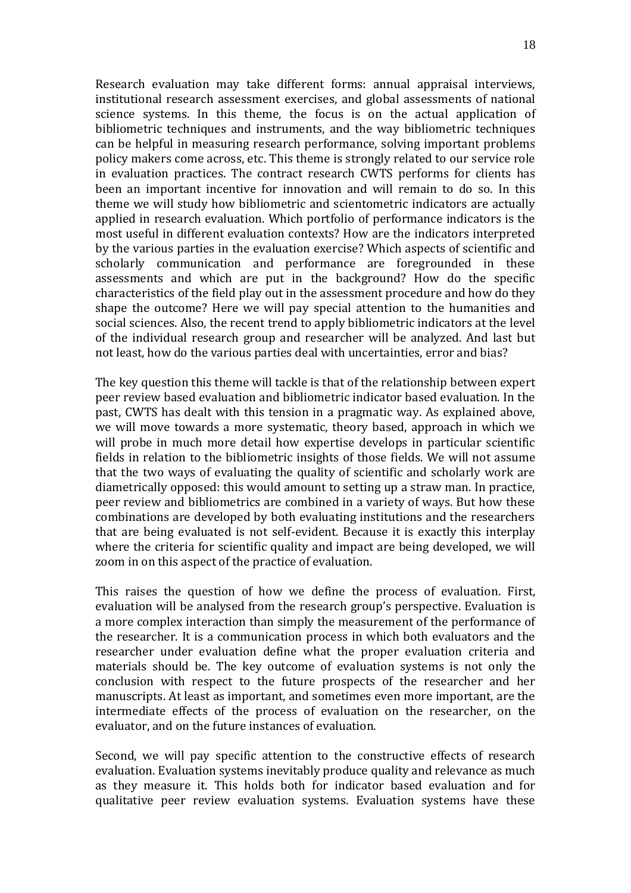Research evaluation may take different forms: annual appraisal interviews, institutional research assessment exercises, and global assessments of national science systems. In this theme, the focus is on the actual application of bibliometric techniques and instruments, and the way bibliometric techniques can be helpful in measuring research performance, solving important problems policy makers come across, etc. This theme is strongly related to our service role in evaluation practices. The contract research CWTS performs for clients has been an important incentive for innovation and will remain to do so. In this theme we will study how bibliometric and scientometric indicators are actually applied in research evaluation. Which portfolio of performance indicators is the most useful in different evaluation contexts? How are the indicators interpreted by the various parties in the evaluation exercise? Which aspects of scientific and scholarly communication and performance are foregrounded in these assessments and which are put in the background? How do the specific characteristics of the field play out in the assessment procedure and how do they shape the outcome? Here we will pay special attention to the humanities and social sciences. Also, the recent trend to apply bibliometric indicators at the level of the individual research group and researcher will be analyzed. And last but not least, how do the various parties deal with uncertainties, error and bias?

The key question this theme will tackle is that of the relationship between expert peer review based evaluation and bibliometric indicator based evaluation. In the past, CWTS has dealt with this tension in a pragmatic way. As explained above, we will move towards a more systematic, theory based, approach in which we will probe in much more detail how expertise develops in particular scientific fields in relation to the bibliometric insights of those fields. We will not assume that the two ways of evaluating the quality of scientific and scholarly work are diametrically opposed: this would amount to setting up a straw man. In practice, peer review and bibliometrics are combined in a variety of ways. But how these combinations are developed by both evaluating institutions and the researchers that are being evaluated is not self-evident. Because it is exactly this interplay where the criteria for scientific quality and impact are being developed, we will zoom in on this aspect of the practice of evaluation.

This raises the question of how we define the process of evaluation. First, evaluation will be analysed from the research group's perspective. Evaluation is a more complex interaction than simply the measurement of the performance of the researcher. It is a communication process in which both evaluators and the researcher under evaluation define what the proper evaluation criteria and materials should be. The key outcome of evaluation systems is not only the conclusion with respect to the future prospects of the researcher and her manuscripts. At least as important, and sometimes even more important, are the intermediate effects of the process of evaluation on the researcher, on the evaluator, and on the future instances of evaluation.

Second, we will pay specific attention to the constructive effects of research evaluation. Evaluation systems inevitably produce quality and relevance as much as they measure it. This holds both for indicator based evaluation and for qualitative peer review evaluation systems. Evaluation systems have these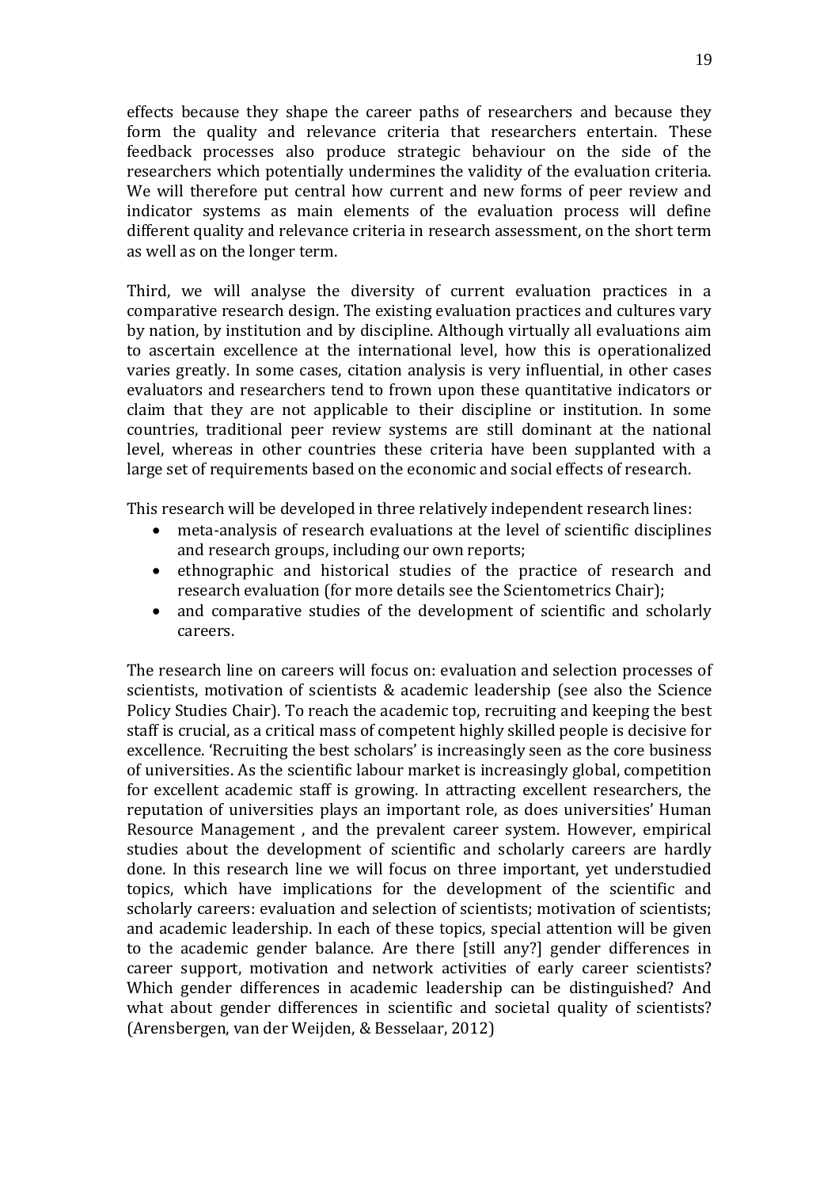effects because they shape the career paths of researchers and because they form the quality and relevance criteria that researchers entertain. These feedback processes also produce strategic behaviour on the side of the researchers which potentially undermines the validity of the evaluation criteria. We will therefore put central how current and new forms of peer review and indicator systems as main elements of the evaluation process will define different quality and relevance criteria in research assessment, on the short term as well as on the longer term.

Third, we will analyse the diversity of current evaluation practices in a comparative research design. The existing evaluation practices and cultures vary by nation, by institution and by discipline. Although virtually all evaluations aim to ascertain excellence at the international level, how this is operationalized varies greatly. In some cases, citation analysis is very influential, in other cases evaluators and researchers tend to frown upon these quantitative indicators or claim that they are not applicable to their discipline or institution. In some countries, traditional peer review systems are still dominant at the national level, whereas in other countries these criteria have been supplanted with a large set of requirements based on the economic and social effects of research.

This research will be developed in three relatively independent research lines:

- meta-analysis of research evaluations at the level of scientific disciplines and research groups, including our own reports;
- ethnographic and historical studies of the practice of research and research evaluation (for more details see the Scientometrics Chair);
- and comparative studies of the development of scientific and scholarly careers.

The research line on careers will focus on: evaluation and selection processes of scientists, motivation of scientists & academic leadership (see also the Science Policy Studies Chair). To reach the academic top, recruiting and keeping the best staff is crucial, as a critical mass of competent highly skilled people is decisive for excellence. 'Recruiting the best scholars' is increasingly seen as the core business of universities. As the scientific labour market is increasingly global, competition for excellent academic staff is growing. In attracting excellent researchers, the reputation of universities plays an important role, as does universities' Human Resource Management , and the prevalent career system. However, empirical studies about the development of scientific and scholarly careers are hardly done. In this research line we will focus on three important, yet understudied topics, which have implications for the development of the scientific and scholarly careers: evaluation and selection of scientists; motivation of scientists; and academic leadership. In each of these topics, special attention will be given to the academic gender balance. Are there [still any?] gender differences in career support, motivation and network activities of early career scientists? Which gender differences in academic leadership can be distinguished? And what about gender differences in scientific and societal quality of scientists? (Arensbergen, van der Weijden, & Besselaar, 2012)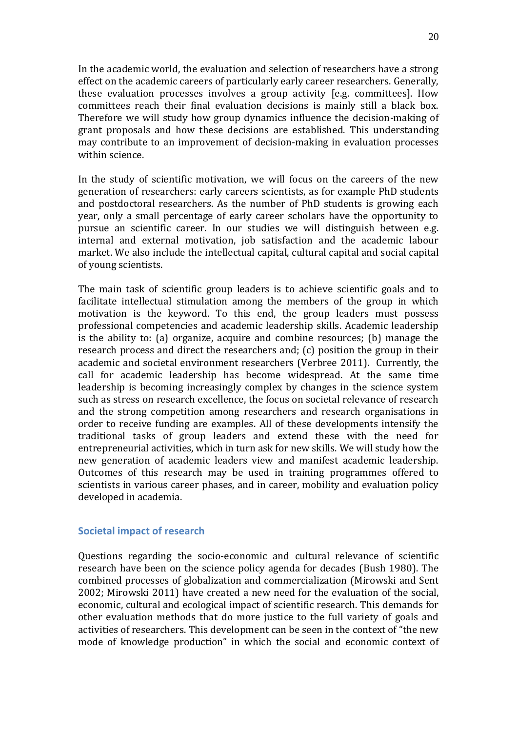In the academic world, the evaluation and selection of researchers have a strong effect on the academic careers of particularly early career researchers. Generally, these evaluation processes involves a group activity [e.g. committees]. How committees reach their final evaluation decisions is mainly still a black box. Therefore we will study how group dynamics influence the decision-making of grant proposals and how these decisions are established. This understanding may contribute to an improvement of decision-making in evaluation processes within science.

In the study of scientific motivation, we will focus on the careers of the new generation of researchers: early careers scientists, as for example PhD students and postdoctoral researchers. As the number of PhD students is growing each year, only a small percentage of early career scholars have the opportunity to pursue an scientific career. In our studies we will distinguish between e.g. internal and external motivation, job satisfaction and the academic labour market. We also include the intellectual capital, cultural capital and social capital of young scientists.

The main task of scientific group leaders is to achieve scientific goals and to facilitate intellectual stimulation among the members of the group in which motivation is the keyword. To this end, the group leaders must possess professional competencies and academic leadership skills. Academic leadership is the ability to: (a) organize, acquire and combine resources; (b) manage the research process and direct the researchers and; (c) position the group in their academic and societal environment researchers (Verbree 2011). Currently, the call for academic leadership has become widespread. At the same time leadership is becoming increasingly complex by changes in the science system such as stress on research excellence, the focus on societal relevance of research and the strong competition among researchers and research organisations in order to receive funding are examples. All of these developments intensify the traditional tasks of group leaders and extend these with the need for entrepreneurial activities, which in turn ask for new skills. We will study how the new generation of academic leaders view and manifest academic leadership. Outcomes of this research may be used in training programmes offered to scientists in various career phases, and in career, mobility and evaluation policy developed in academia.

## Societal impact of research

Questions regarding the socio-economic and cultural relevance of scientific research have been on the science policy agenda for decades (Bush 1980). The combined processes of globalization and commercialization (Mirowski and Sent 2002; Mirowski 2011) have created a new need for the evaluation of the social, economic, cultural and ecological impact of scientific research. This demands for other evaluation methods that do more justice to the full variety of goals and activities of researchers. This development can be seen in the context of "the new mode of knowledge production" in which the social and economic context of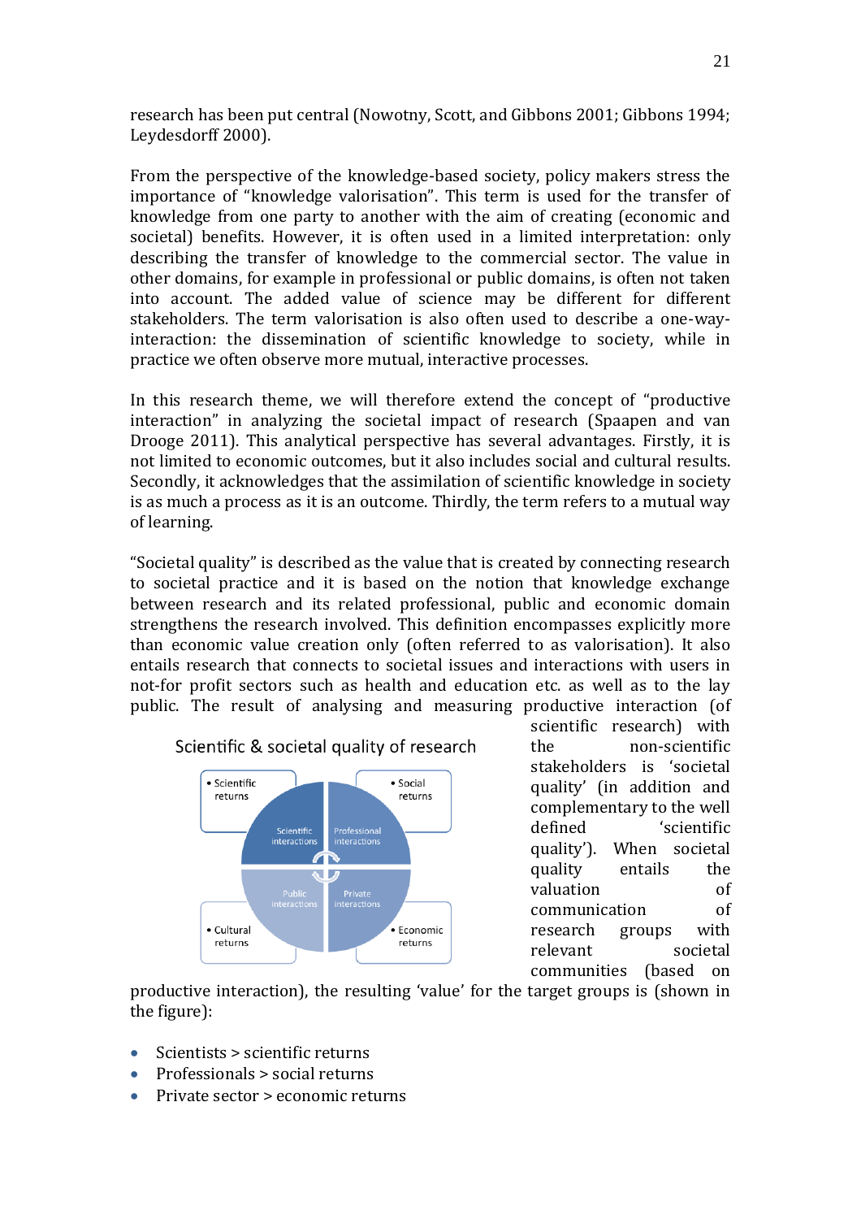research has been put central (Nowotny, Scott, and Gibbons 2001; Gibbons 1994; Leydesdorff 2000).

From the perspective of the knowledge-based society, policy makers stress the importance of "knowledge valorisation". This term is used for the transfer of knowledge from one party to another with the aim of creating (economic and societal) benefits. However, it is often used in a limited interpretation: only describing the transfer of knowledge to the commercial sector. The value in other domains, for example in professional or public domains, is often not taken into account. The added value of science may be different for different stakeholders. The term valorisation is also often used to describe a one-way-interaction: the dissemination of scientific knowledge to society, while in practice we often observe more mutual, interactive processes.

In this research theme, we will therefore extend the concept of "productive interaction" in analyzing the societal impact of research (Spaapen and van Drooge 2011). This analytical perspective has several advantages. Firstly, it is not limited to economic outcomes, but it also includes social and cultural results. Secondly, it acknowledges that the assimilation of scientific knowledge in society is as much a process as it is an outcome. Thirdly, the term refers to a mutual way of learning.

"Societal quality" is described as the value that is created by connecting research to societal practice and it is based on the notion that knowledge exchange between research and its related professional, public and economic domain strengthens the research involved. This definition encompasses explicitly more than economic value creation only (often referred to as valorisation). It also entails research that connects to societal issues and interactions with users in not-for profit sectors such as health and education etc. as well as to the lay public. The result of analysing and measuring productive interaction (of scientific research) with the non-scientific stakeholders is 'societal quality' (in addition and complementary to the well defined 'scientific quality'). When societal quality entails the valuation of communication of research groups with relevant societal communities (based on productive interaction), the resulting 'value' for the target groups is (shown in the figure):

Scientific & societal quality of research

- Scientific returns
- Social returns
- Cultural returns
- Economic returns

Scientific interactions | Professional interactions | Public interactions | Private interactions

- Scientists > scientific returns
- Professionals > social returns
- Private sector > economic returns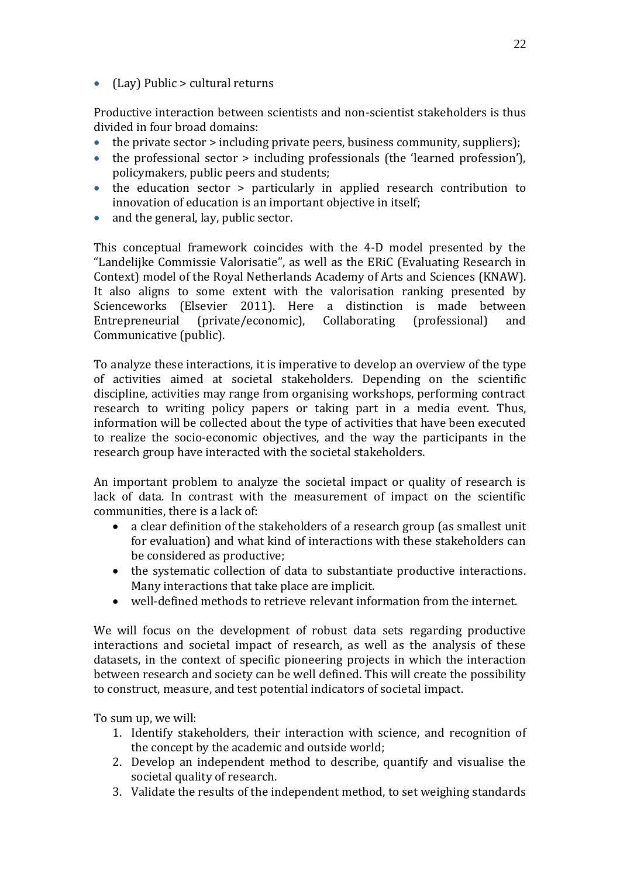- (Lay) Public > cultural returns

Productive interaction between scientists and non-scientist stakeholders is thus divided in four broad domains:

- the private sector > including private peers, business community, suppliers);
- the professional sector > including professionals (the 'learned profession'), policymakers, public peers and students;
- the education sector > particularly in applied research contribution to innovation of education is an important objective in itself;
- and the general, lay, public sector.

This conceptual framework coincides with the 4-D model presented by the "Landelijke Commissie Valorisatie", as well as the ERiC (Evaluating Research in Context) model of the Royal Netherlands Academy of Arts and Sciences (KNAW). It also aligns to some extent with the valorisation ranking presented by Scienceworks (Elsevier 2011). Here a distinction is made between Entrepreneurial (private/economic), Collaborating (professional) and Communicative (public).

To analyze these interactions, it is imperative to develop an overview of the type of activities aimed at societal stakeholders. Depending on the scientific discipline, activities may range from organising workshops, performing contract research to writing policy papers or taking part in a media event. Thus, information will be collected about the type of activities that have been executed to realize the socio-economic objectives, and the way the participants in the research group have interacted with the societal stakeholders.

An important problem to analyze the societal impact or quality of research is lack of data. In contrast with the measurement of impact on the scientific communities, there is a lack of:

- a clear definition of the stakeholders of a research group (as smallest unit for evaluation) and what kind of interactions with these stakeholders can be considered as productive;
- the systematic collection of data to substantiate productive interactions. Many interactions that take place are implicit.
- well-defined methods to retrieve relevant information from the internet.

We will focus on the development of robust data sets regarding productive interactions and societal impact of research, as well as the analysis of these datasets, in the context of specific pioneering projects in which the interaction between research and society can be well defined. This will create the possibility to construct, measure, and test potential indicators of societal impact.

To sum up, we will:

1. Identify stakeholders, their interaction with science, and recognition of the concept by the academic and outside world;
2. Develop an independent method to describe, quantify and visualise the societal quality of research.
3. Validate the results of the independent method, to set weighing standards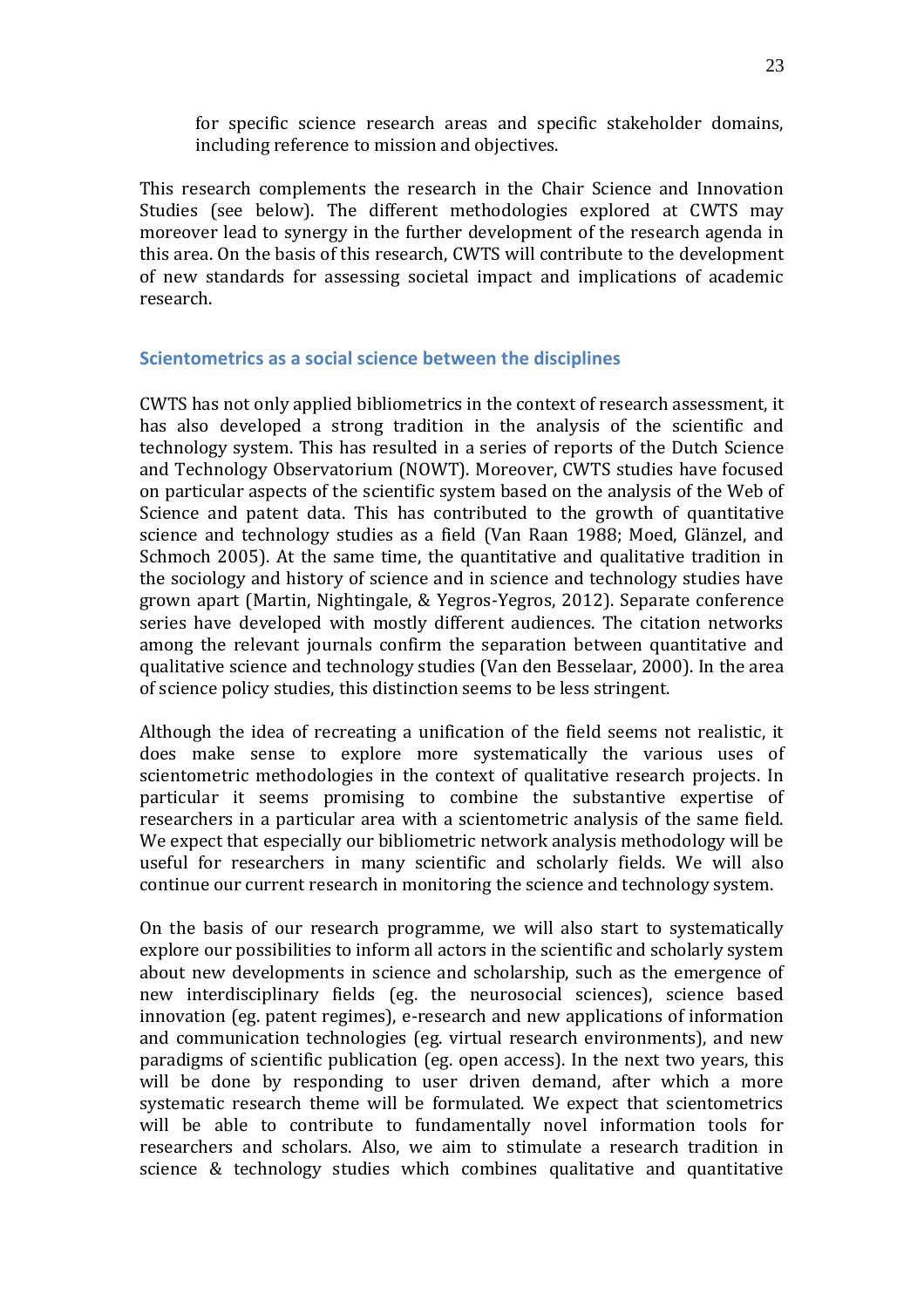for specific science research areas and specific stakeholder domains, including reference to mission and objectives.

This research complements the research in the Chair Science and Innovation Studies (see below). The different methodologies explored at CWTS may moreover lead to synergy in the further development of the research agenda in this area. On the basis of this research, CWTS will contribute to the development of new standards for assessing societal impact and implications of academic research.

## Scientometrics as a social science between the disciplines

CWTS has not only applied bibliometrics in the context of research assessment, it has also developed a strong tradition in the analysis of the scientific and technology system. This has resulted in a series of reports of the Dutch Science and Technology Observatorium (NOWT). Moreover, CWTS studies have focused on particular aspects of the scientific system based on the analysis of the Web of Science and patent data. This has contributed to the growth of quantitative science and technology studies as a field (Van Raan 1988; Moed, Glänzel, and Schmoch 2005). At the same time, the quantitative and qualitative tradition in the sociology and history of science and in science and technology studies have grown apart (Martin, Nightingale, & Yegros-Yegros, 2012). Separate conference series have developed with mostly different audiences. The citation networks among the relevant journals confirm the separation between quantitative and qualitative science and technology studies (Van den Besselaar, 2000). In the area of science policy studies, this distinction seems to be less stringent.

Although the idea of recreating a unification of the field seems not realistic, it does make sense to explore more systematically the various uses of scientometric methodologies in the context of qualitative research projects. In particular it seems promising to combine the substantive expertise of researchers in a particular area with a scientometric analysis of the same field. We expect that especially our bibliometric network analysis methodology will be useful for researchers in many scientific and scholarly fields. We will also continue our current research in monitoring the science and technology system.

On the basis of our research programme, we will also start to systematically explore our possibilities to inform all actors in the scientific and scholarly system about new developments in science and scholarship, such as the emergence of new interdisciplinary fields (eg. the neurosocial sciences), science based innovation (eg. patent regimes), e-research and new applications of information and communication technologies (eg. virtual research environments), and new paradigms of scientific publication (eg. open access). In the next two years, this will be done by responding to user driven demand, after which a more systematic research theme will be formulated. We expect that scientometrics will be able to contribute to fundamentally novel information tools for researchers and scholars. Also, we aim to stimulate a research tradition in science & technology studies which combines qualitative and quantitative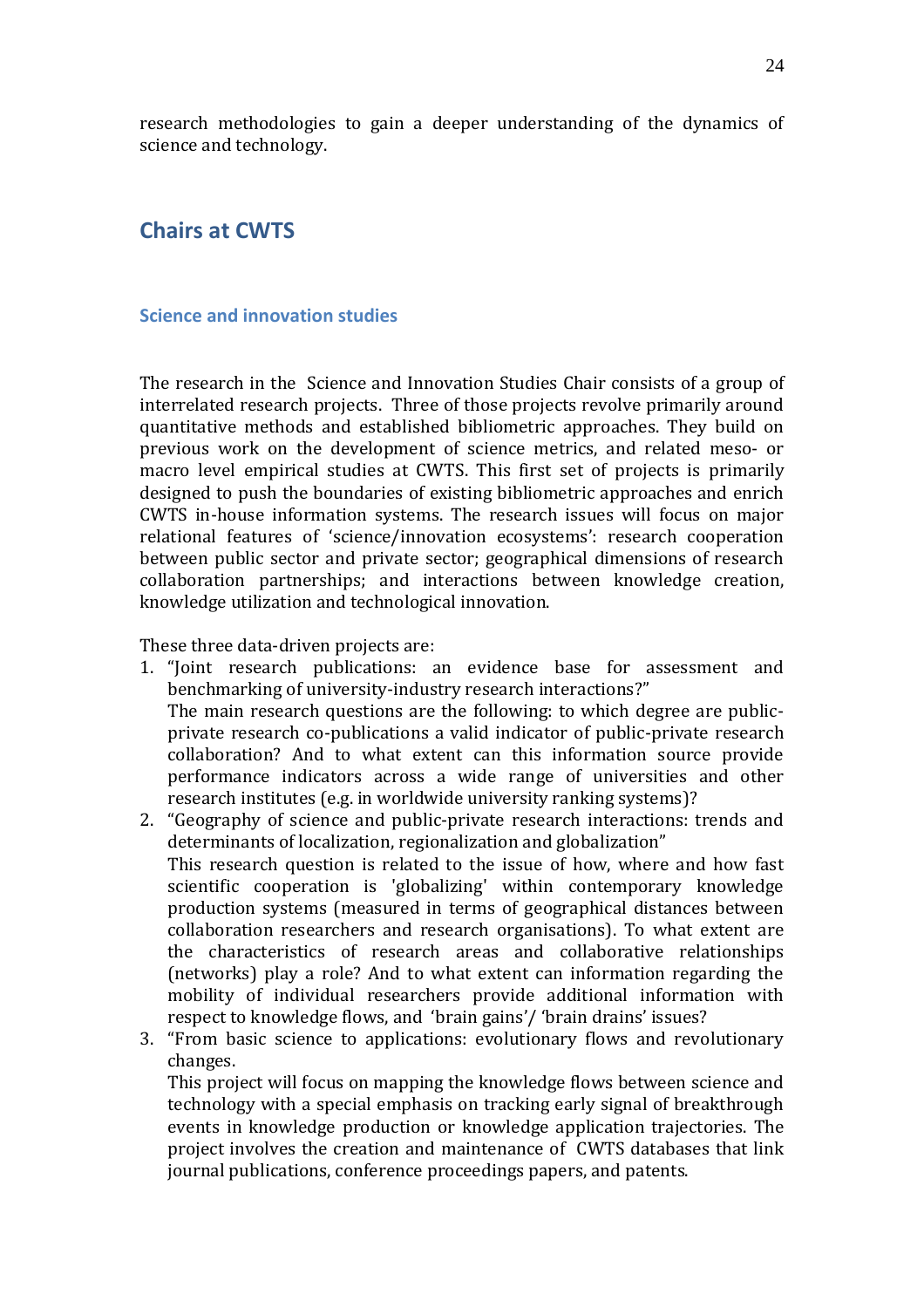research methodologies to gain a deeper understanding of the dynamics of science and technology.

## Chairs at CWTS

### Science and innovation studies

The research in the Science and Innovation Studies Chair consists of a group of interrelated research projects. Three of those projects revolve primarily around quantitative methods and established bibliometric approaches. They build on previous work on the development of science metrics, and related meso- or macro level empirical studies at CWTS. This first set of projects is primarily designed to push the boundaries of existing bibliometric approaches and enrich CWTS in-house information systems. The research issues will focus on major relational features of 'science/innovation ecosystems': research cooperation between public sector and private sector; geographical dimensions of research collaboration partnerships; and interactions between knowledge creation, knowledge utilization and technological innovation.

These three data-driven projects are:

1. "Joint research publications: an evidence base for assessment and benchmarking of university-industry research interactions?"
   The main research questions are the following: to which degree are public-private research co-publications a valid indicator of public-private research collaboration? And to what extent can this information source provide performance indicators across a wide range of universities and other research institutes (e.g. in worldwide university ranking systems)?
2. "Geography of science and public-private research interactions: trends and determinants of localization, regionalization and globalization"
   This research question is related to the issue of how, where and how fast scientific cooperation is 'globalizing' within contemporary knowledge production systems (measured in terms of geographical distances between collaboration researchers and research organisations). To what extent are the characteristics of research areas and collaborative relationships (networks) play a role? And to what extent can information regarding the mobility of individual researchers provide additional information with respect to knowledge flows, and 'brain gains'/ 'brain drains' issues?
3. "From basic science to applications: evolutionary flows and revolutionary changes.
   This project will focus on mapping the knowledge flows between science and technology with a special emphasis on tracking early signal of breakthrough events in knowledge production or knowledge application trajectories. The project involves the creation and maintenance of CWTS databases that link journal publications, conference proceedings papers, and patents.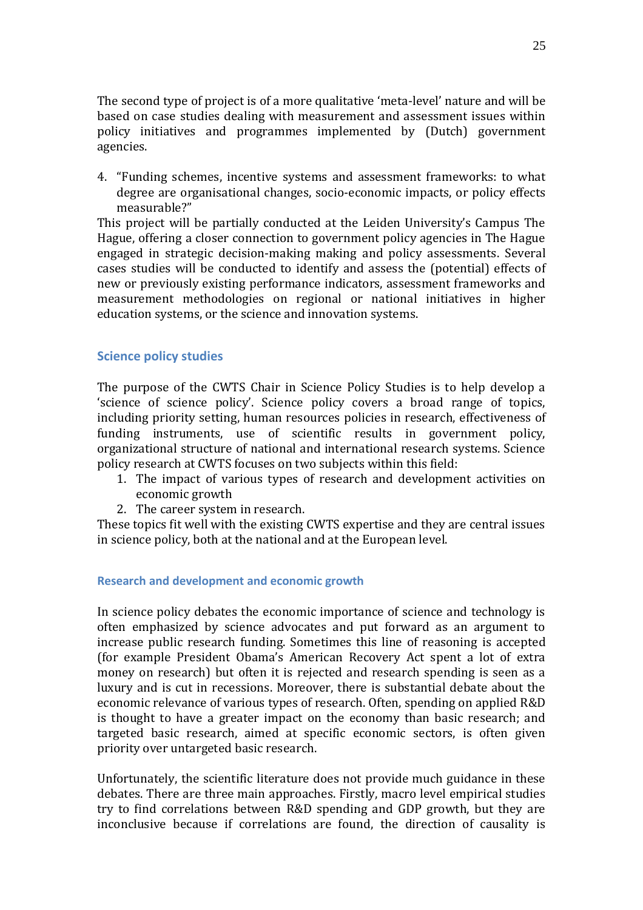The second type of project is of a more qualitative 'meta-level' nature and will be based on case studies dealing with measurement and assessment issues within policy initiatives and programmes implemented by (Dutch) government agencies.

4. "Funding schemes, incentive systems and assessment frameworks: to what degree are organisational changes, socio-economic impacts, or policy effects measurable?"

This project will be partially conducted at the Leiden University's Campus The Hague, offering a closer connection to government policy agencies in The Hague engaged in strategic decision-making making and policy assessments. Several cases studies will be conducted to identify and assess the (potential) effects of new or previously existing performance indicators, assessment frameworks and measurement methodologies on regional or national initiatives in higher education systems, or the science and innovation systems.

## Science policy studies

The purpose of the CWTS Chair in Science Policy Studies is to help develop a 'science of science policy'. Science policy covers a broad range of topics, including priority setting, human resources policies in research, effectiveness of funding instruments, use of scientific results in government policy, organizational structure of national and international research systems. Science policy research at CWTS focuses on two subjects within this field:

1. The impact of various types of research and development activities on economic growth
2. The career system in research.

These topics fit well with the existing CWTS expertise and they are central issues in science policy, both at the national and at the European level.

### Research and development and economic growth

In science policy debates the economic importance of science and technology is often emphasized by science advocates and put forward as an argument to increase public research funding. Sometimes this line of reasoning is accepted (for example President Obama's American Recovery Act spent a lot of extra money on research) but often it is rejected and research spending is seen as a luxury and is cut in recessions. Moreover, there is substantial debate about the economic relevance of various types of research. Often, spending on applied R&D is thought to have a greater impact on the economy than basic research; and targeted basic research, aimed at specific economic sectors, is often given priority over untargeted basic research.

Unfortunately, the scientific literature does not provide much guidance in these debates. There are three main approaches. Firstly, macro level empirical studies try to find correlations between R&D spending and GDP growth, but they are inconclusive because if correlations are found, the direction of causality is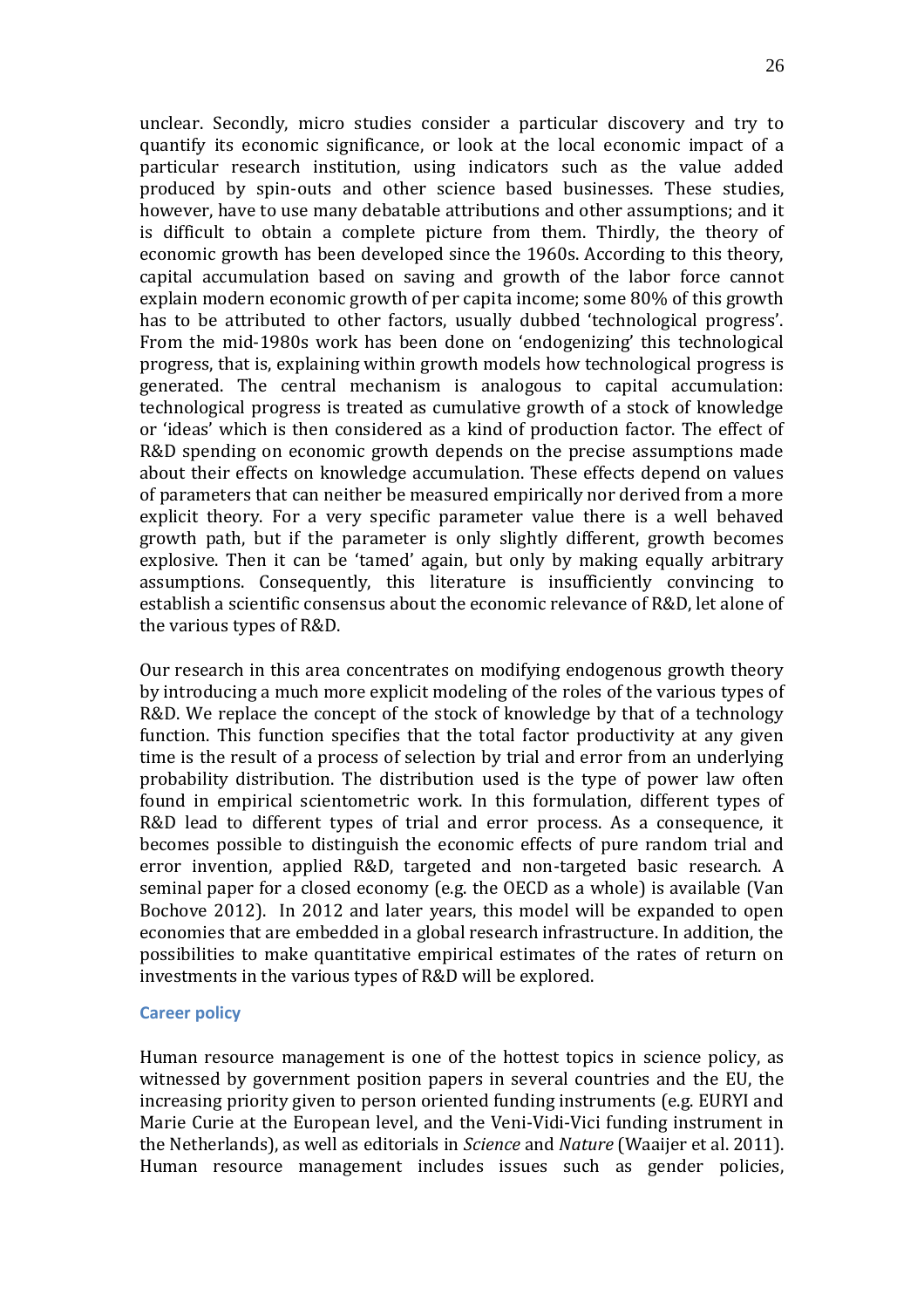unclear. Secondly, micro studies consider a particular discovery and try to quantify its economic significance, or look at the local economic impact of a particular research institution, using indicators such as the value added produced by spin-outs and other science based businesses. These studies, however, have to use many debatable attributions and other assumptions; and it is difficult to obtain a complete picture from them. Thirdly, the theory of economic growth has been developed since the 1960s. According to this theory, capital accumulation based on saving and growth of the labor force cannot explain modern economic growth of per capita income; some 80% of this growth has to be attributed to other factors, usually dubbed 'technological progress'. From the mid-1980s work has been done on 'endogenizing' this technological progress, that is, explaining within growth models how technological progress is generated. The central mechanism is analogous to capital accumulation: technological progress is treated as cumulative growth of a stock of knowledge or 'ideas' which is then considered as a kind of production factor. The effect of R&D spending on economic growth depends on the precise assumptions made about their effects on knowledge accumulation. These effects depend on values of parameters that can neither be measured empirically nor derived from a more explicit theory. For a very specific parameter value there is a well behaved growth path, but if the parameter is only slightly different, growth becomes explosive. Then it can be 'tamed' again, but only by making equally arbitrary assumptions. Consequently, this literature is insufficiently convincing to establish a scientific consensus about the economic relevance of R&D, let alone of the various types of R&D.

Our research in this area concentrates on modifying endogenous growth theory by introducing a much more explicit modeling of the roles of the various types of R&D. We replace the concept of the stock of knowledge by that of a technology function. This function specifies that the total factor productivity at any given time is the result of a process of selection by trial and error from an underlying probability distribution. The distribution used is the type of power law often found in empirical scientometric work. In this formulation, different types of R&D lead to different types of trial and error process. As a consequence, it becomes possible to distinguish the economic effects of pure random trial and error invention, applied R&D, targeted and non-targeted basic research. A seminal paper for a closed economy (e.g. the OECD as a whole) is available (Van Bochove 2012). In 2012 and later years, this model will be expanded to open economies that are embedded in a global research infrastructure. In addition, the possibilities to make quantitative empirical estimates of the rates of return on investments in the various types of R&D will be explored.

### Career policy

Human resource management is one of the hottest topics in science policy, as witnessed by government position papers in several countries and the EU, the increasing priority given to person oriented funding instruments (e.g. EURYI and Marie Curie at the European level, and the Veni-Vidi-Vici funding instrument in the Netherlands), as well as editorials in *Science* and *Nature* (Waaijer et al. 2011). Human resource management includes issues such as gender policies,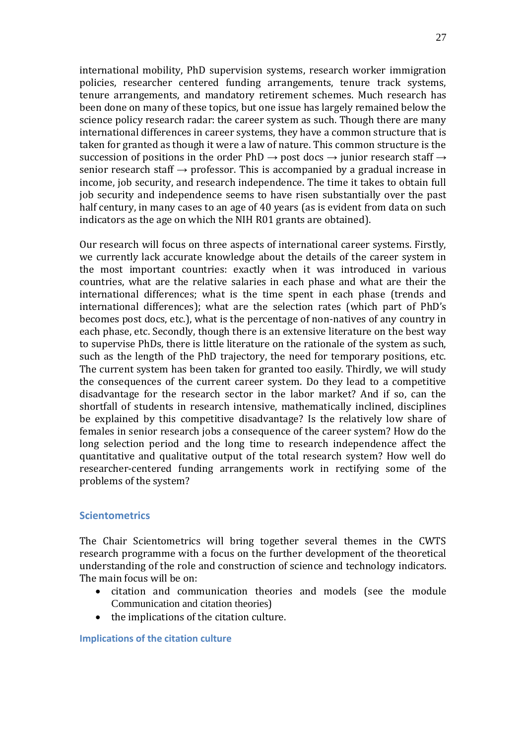international mobility, PhD supervision systems, research worker immigration policies, researcher centered funding arrangements, tenure track systems, tenure arrangements, and mandatory retirement schemes. Much research has been done on many of these topics, but one issue has largely remained below the science policy research radar: the career system as such. Though there are many international differences in career systems, they have a common structure that is taken for granted as though it were a law of nature. This common structure is the succession of positions in the order PhD → post docs → junior research staff → senior research staff → professor. This is accompanied by a gradual increase in income, job security, and research independence. The time it takes to obtain full job security and independence seems to have risen substantially over the past half century, in many cases to an age of 40 years (as is evident from data on such indicators as the age on which the NIH R01 grants are obtained).

Our research will focus on three aspects of international career systems. Firstly, we currently lack accurate knowledge about the details of the career system in the most important countries: exactly when it was introduced in various countries, what are the relative salaries in each phase and what are their the international differences; what is the time spent in each phase (trends and international differences); what are the selection rates (which part of PhD's becomes post docs, etc.), what is the percentage of non-natives of any country in each phase, etc. Secondly, though there is an extensive literature on the best way to supervise PhDs, there is little literature on the rationale of the system as such, such as the length of the PhD trajectory, the need for temporary positions, etc. The current system has been taken for granted too easily. Thirdly, we will study the consequences of the current career system. Do they lead to a competitive disadvantage for the research sector in the labor market? And if so, can the shortfall of students in research intensive, mathematically inclined, disciplines be explained by this competitive disadvantage? Is the relatively low share of females in senior research jobs a consequence of the career system? How do the long selection period and the long time to research independence affect the quantitative and qualitative output of the total research system? How well do researcher-centered funding arrangements work in rectifying some of the problems of the system?

## Scientometrics

The Chair Scientometrics will bring together several themes in the CWTS research programme with a focus on the further development of the theoretical understanding of the role and construction of science and technology indicators. The main focus will be on:

- citation and communication theories and models (see the module Communication and citation theories)
- the implications of the citation culture.

### Implications of the citation culture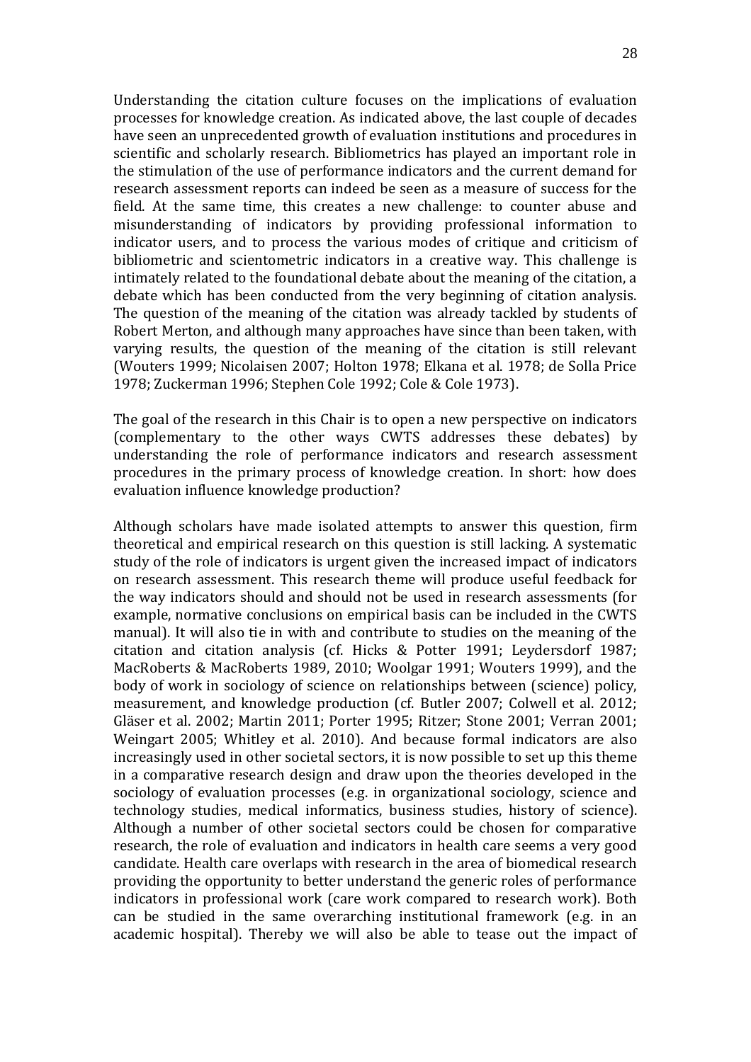Understanding the citation culture focuses on the implications of evaluation processes for knowledge creation. As indicated above, the last couple of decades have seen an unprecedented growth of evaluation institutions and procedures in scientific and scholarly research. Bibliometrics has played an important role in the stimulation of the use of performance indicators and the current demand for research assessment reports can indeed be seen as a measure of success for the field. At the same time, this creates a new challenge: to counter abuse and misunderstanding of indicators by providing professional information to indicator users, and to process the various modes of critique and criticism of bibliometric and scientometric indicators in a creative way. This challenge is intimately related to the foundational debate about the meaning of the citation, a debate which has been conducted from the very beginning of citation analysis. The question of the meaning of the citation was already tackled by students of Robert Merton, and although many approaches have since than been taken, with varying results, the question of the meaning of the citation is still relevant (Wouters 1999; Nicolaisen 2007; Holton 1978; Elkana et al. 1978; de Solla Price 1978; Zuckerman 1996; Stephen Cole 1992; Cole & Cole 1973).

The goal of the research in this Chair is to open a new perspective on indicators (complementary to the other ways CWTS addresses these debates) by understanding the role of performance indicators and research assessment procedures in the primary process of knowledge creation. In short: how does evaluation influence knowledge production?

Although scholars have made isolated attempts to answer this question, firm theoretical and empirical research on this question is still lacking. A systematic study of the role of indicators is urgent given the increased impact of indicators on research assessment. This research theme will produce useful feedback for the way indicators should and should not be used in research assessments (for example, normative conclusions on empirical basis can be included in the CWTS manual). It will also tie in with and contribute to studies on the meaning of the citation and citation analysis (cf. Hicks & Potter 1991; Leydersdorf 1987; MacRoberts & MacRoberts 1989, 2010; Woolgar 1991; Wouters 1999), and the body of work in sociology of science on relationships between (science) policy, measurement, and knowledge production (cf. Butler 2007; Colwell et al. 2012; Gläser et al. 2002; Martin 2011; Porter 1995; Ritzer; Stone 2001; Verran 2001; Weingart 2005; Whitley et al. 2010). And because formal indicators are also increasingly used in other societal sectors, it is now possible to set up this theme in a comparative research design and draw upon the theories developed in the sociology of evaluation processes (e.g. in organizational sociology, science and technology studies, medical informatics, business studies, history of science). Although a number of other societal sectors could be chosen for comparative research, the role of evaluation and indicators in health care seems a very good candidate. Health care overlaps with research in the area of biomedical research providing the opportunity to better understand the generic roles of performance indicators in professional work (care work compared to research work). Both can be studied in the same overarching institutional framework (e.g. in an academic hospital). Thereby we will also be able to tease out the impact of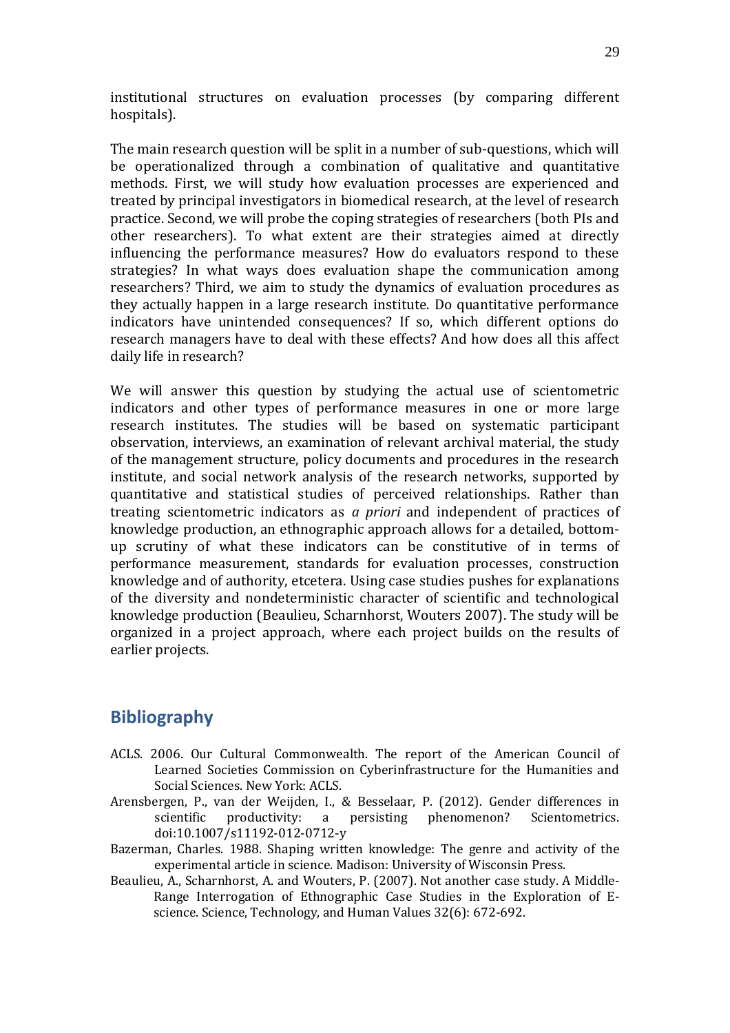institutional structures on evaluation processes (by comparing different hospitals).

The main research question will be split in a number of sub-questions, which will be operationalized through a combination of qualitative and quantitative methods. First, we will study how evaluation processes are experienced and treated by principal investigators in biomedical research, at the level of research practice. Second, we will probe the coping strategies of researchers (both PIs and other researchers). To what extent are their strategies aimed at directly influencing the performance measures? How do evaluators respond to these strategies? In what ways does evaluation shape the communication among researchers? Third, we aim to study the dynamics of evaluation procedures as they actually happen in a large research institute. Do quantitative performance indicators have unintended consequences? If so, which different options do research managers have to deal with these effects? And how does all this affect daily life in research?

We will answer this question by studying the actual use of scientometric indicators and other types of performance measures in one or more large research institutes. The studies will be based on systematic participant observation, interviews, an examination of relevant archival material, the study of the management structure, policy documents and procedures in the research institute, and social network analysis of the research networks, supported by quantitative and statistical studies of perceived relationships. Rather than treating scientometric indicators as *a priori* and independent of practices of knowledge production, an ethnographic approach allows for a detailed, bottom-up scrutiny of what these indicators can be constitutive of in terms of performance measurement, standards for evaluation processes, construction knowledge and of authority, etcetera. Using case studies pushes for explanations of the diversity and nondeterministic character of scientific and technological knowledge production (Beaulieu, Scharnhorst, Wouters 2007). The study will be organized in a project approach, where each project builds on the results of earlier projects.

## Bibliography

ACLS. 2006. Our Cultural Commonwealth. The report of the American Council of Learned Societies Commission on Cyberinfrastructure for the Humanities and Social Sciences. New York: ACLS.

Arensbergen, P., van der Weijden, I., & Besselaar, P. (2012). Gender differences in scientific productivity: a persisting phenomenon? Scientometrics. doi:10.1007/s11192-012-0712-y

Bazerman, Charles. 1988. Shaping written knowledge: The genre and activity of the experimental article in science. Madison: University of Wisconsin Press.

Beaulieu, A., Scharnhorst, A. and Wouters, P. (2007). Not another case study. A Middle-Range Interrogation of Ethnographic Case Studies in the Exploration of E-science. Science, Technology, and Human Values 32(6): 672-692.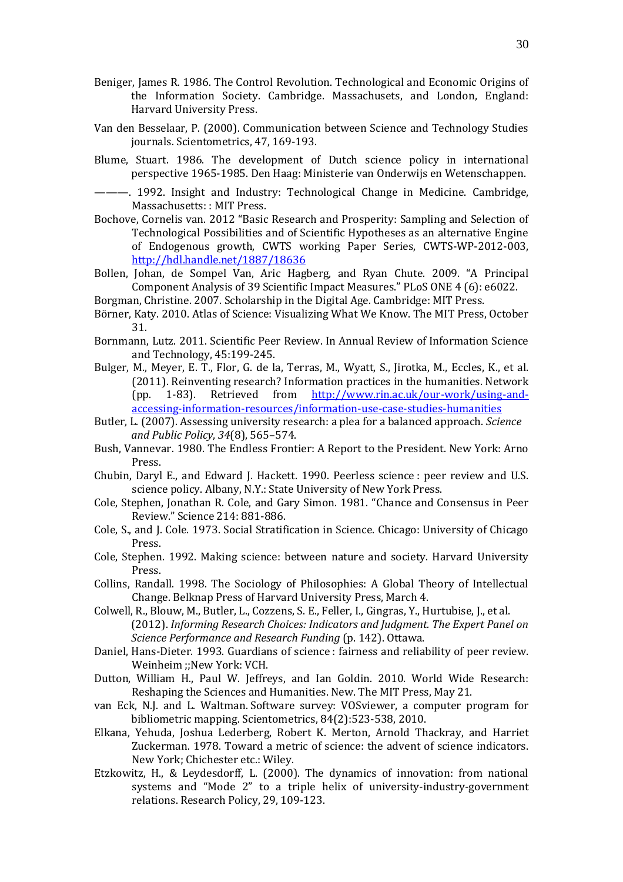Beniger, James R. 1986. The Control Revolution. Technological and Economic Origins of the Information Society. Cambridge. Massachusets, and London, England: Harvard University Press.

Van den Besselaar, P. (2000). Communication between Science and Technology Studies journals. Scientometrics, 47, 169-193.

Blume, Stuart. 1986. The development of Dutch science policy in international perspective 1965-1985. Den Haag: Ministerie van Onderwijs en Wetenschappen.

———. 1992. Insight and Industry: Technological Change in Medicine. Cambridge, Massachusetts: : MIT Press.

Bochove, Cornelis van. 2012 "Basic Research and Prosperity: Sampling and Selection of Technological Possibilities and of Scientific Hypotheses as an alternative Engine of Endogenous growth, CWTS working Paper Series, CWTS-WP-2012-003, http://hdl.handle.net/1887/18636

Bollen, Johan, de Sompel Van, Aric Hagberg, and Ryan Chute. 2009. "A Principal Component Analysis of 39 Scientific Impact Measures." PLoS ONE 4 (6): e6022.

Borgman, Christine. 2007. Scholarship in the Digital Age. Cambridge: MIT Press.

Börner, Katy. 2010. Atlas of Science: Visualizing What We Know. The MIT Press, October 31.

Bornmann, Lutz. 2011. Scientific Peer Review. In Annual Review of Information Science and Technology, 45:199-245.

Bulger, M., Meyer, E. T., Flor, G. de la, Terras, M., Wyatt, S., Jirotka, M., Eccles, K., et al. (2011). Reinventing research? Information practices in the humanities. Network (pp. 1-83). Retrieved from http://www.rin.ac.uk/our-work/using-and-accessing-information-resources/information-use-case-studies-humanities

Butler, L. (2007). Assessing university research: a plea for a balanced approach. *Science and Public Policy*, *34*(8), 565–574.

Bush, Vannevar. 1980. The Endless Frontier: A Report to the President. New York: Arno Press.

Chubin, Daryl E., and Edward J. Hackett. 1990. Peerless science : peer review and U.S. science policy. Albany, N.Y.: State University of New York Press.

Cole, Stephen, Jonathan R. Cole, and Gary Simon. 1981. "Chance and Consensus in Peer Review." Science 214: 881-886.

Cole, S., and J. Cole. 1973. Social Stratification in Science. Chicago: University of Chicago Press.

Cole, Stephen. 1992. Making science: between nature and society. Harvard University Press.

Collins, Randall. 1998. The Sociology of Philosophies: A Global Theory of Intellectual Change. Belknap Press of Harvard University Press, March 4.

Colwell, R., Blouw, M., Butler, L., Cozzens, S. E., Feller, I., Gingras, Y., Hurtubise, J., et al. (2012). *Informing Research Choices: Indicators and Judgment. The Expert Panel on Science Performance and Research Funding* (p. 142). Ottawa.

Daniel, Hans-Dieter. 1993. Guardians of science : fairness and reliability of peer review. Weinheim ;;New York: VCH.

Dutton, William H., Paul W. Jeffreys, and Ian Goldin. 2010. World Wide Research: Reshaping the Sciences and Humanities. New. The MIT Press, May 21.

van Eck, N.J. and L. Waltman. Software survey: VOSviewer, a computer program for bibliometric mapping. Scientometrics, 84(2):523-538, 2010.

Elkana, Yehuda, Joshua Lederberg, Robert K. Merton, Arnold Thackray, and Harriet Zuckerman. 1978. Toward a metric of science: the advent of science indicators. New York; Chichester etc.: Wiley.

Etzkowitz, H., & Leydesdorff, L. (2000). The dynamics of innovation: from national systems and "Mode 2" to a triple helix of university-industry-government relations. Research Policy, 29, 109-123.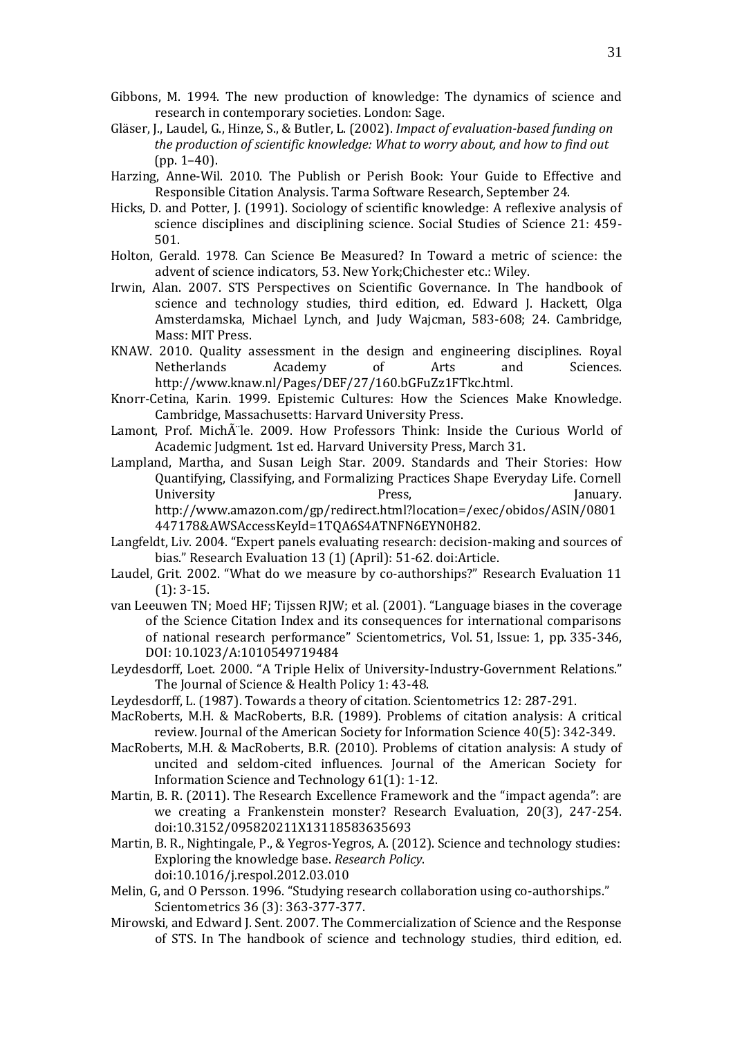Gibbons, M. 1994. The new production of knowledge: The dynamics of science and research in contemporary societies. London: Sage.

Gläser, J., Laudel, G., Hinze, S., & Butler, L. (2002). *Impact of evaluation-based funding on the production of scientific knowledge: What to worry about, and how to find out* (pp. 1–40).

Harzing, Anne-Wil. 2010. The Publish or Perish Book: Your Guide to Effective and Responsible Citation Analysis. Tarma Software Research, September 24.

Hicks, D. and Potter, J. (1991). Sociology of scientific knowledge: A reflexive analysis of science disciplines and disciplining science. Social Studies of Science 21: 459-501.

Holton, Gerald. 1978. Can Science Be Measured? In Toward a metric of science: the advent of science indicators, 53. New York;Chichester etc.: Wiley.

Irwin, Alan. 2007. STS Perspectives on Scientific Governance. In The handbook of science and technology studies, third edition, ed. Edward J. Hackett, Olga Amsterdamska, Michael Lynch, and Judy Wajcman, 583-608; 24. Cambridge, Mass: MIT Press.

KNAW. 2010. Quality assessment in the design and engineering disciplines. Royal Netherlands Academy of Arts and Sciences. http://www.knaw.nl/Pages/DEF/27/160.bGFuZz1FTkc.html.

Knorr-Cetina, Karin. 1999. Epistemic Cultures: How the Sciences Make Knowledge. Cambridge, Massachusetts: Harvard University Press.

Lamont, Prof. MichÃ¨le. 2009. How Professors Think: Inside the Curious World of Academic Judgment. 1st ed. Harvard University Press, March 31.

Lampland, Martha, and Susan Leigh Star. 2009. Standards and Their Stories: How Quantifying, Classifying, and Formalizing Practices Shape Everyday Life. Cornell University Press, January. http://www.amazon.com/gp/redirect.html?location=/exec/obidos/ASIN/0801447178&AWSAccessKeyId=1TQA6S4ATNFN6EYN0H82.

Langfeldt, Liv. 2004. "Expert panels evaluating research: decision-making and sources of bias." Research Evaluation 13 (1) (April): 51-62. doi:Article.

Laudel, Grit. 2002. "What do we measure by co-authorships?" Research Evaluation 11 (1): 3-15.

van Leeuwen TN; Moed HF; Tijssen RJW; et al. (2001). "Language biases in the coverage of the Science Citation Index and its consequences for international comparisons of national research performance" Scientometrics, Vol. 51, Issue: 1, pp. 335-346, DOI: 10.1023/A:1010549719484

Leydesdorff, Loet. 2000. "A Triple Helix of University-Industry-Government Relations." The Journal of Science & Health Policy 1: 43-48.

Leydesdorff, L. (1987). Towards a theory of citation. Scientometrics 12: 287-291.

MacRoberts, M.H. & MacRoberts, B.R. (1989). Problems of citation analysis: A critical review. Journal of the American Society for Information Science 40(5): 342-349.

MacRoberts, M.H. & MacRoberts, B.R. (2010). Problems of citation analysis: A study of uncited and seldom-cited influences. Journal of the American Society for Information Science and Technology 61(1): 1-12.

Martin, B. R. (2011). The Research Excellence Framework and the "impact agenda": are we creating a Frankenstein monster? Research Evaluation, 20(3), 247-254. doi:10.3152/095820211X13118583635693

Martin, B. R., Nightingale, P., & Yegros-Yegros, A. (2012). Science and technology studies: Exploring the knowledge base. *Research Policy*. doi:10.1016/j.respol.2012.03.010

Melin, G, and O Persson. 1996. "Studying research collaboration using co-authorships." Scientometrics 36 (3): 363-377-377.

Mirowski, and Edward J. Sent. 2007. The Commercialization of Science and the Response of STS. In The handbook of science and technology studies, third edition, ed.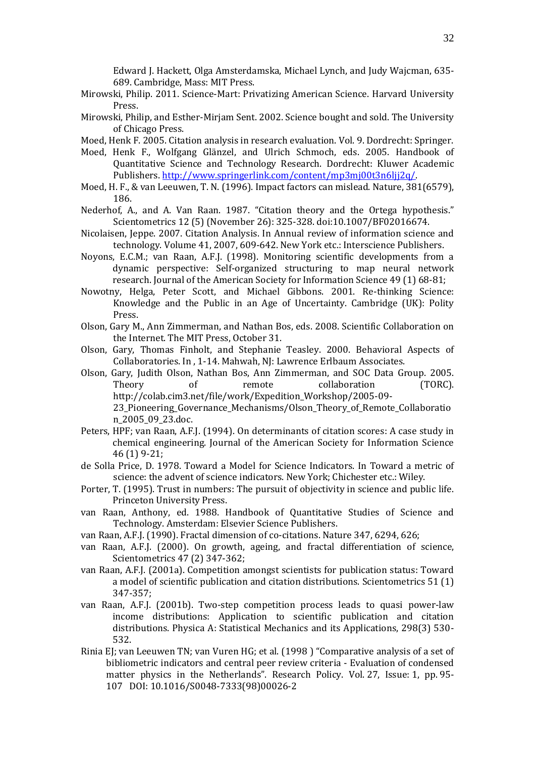Edward J. Hackett, Olga Amsterdamska, Michael Lynch, and Judy Wajcman, 635-689. Cambridge, Mass: MIT Press.

Mirowski, Philip. 2011. Science-Mart: Privatizing American Science. Harvard University Press.

Mirowski, Philip, and Esther-Mirjam Sent. 2002. Science bought and sold. The University of Chicago Press.

Moed, Henk F. 2005. Citation analysis in research evaluation. Vol. 9. Dordrecht: Springer.

Moed, Henk F., Wolfgang Glänzel, and Ulrich Schmoch, eds. 2005. Handbook of Quantitative Science and Technology Research. Dordrecht: Kluwer Academic Publishers. http://www.springerlink.com/content/mp3mj00t3n6ljj2q/.

Moed, H. F., & van Leeuwen, T. N. (1996). Impact factors can mislead. Nature, 381(6579), 186.

Nederhof, A., and A. Van Raan. 1987. "Citation theory and the Ortega hypothesis." Scientometrics 12 (5) (November 26): 325-328. doi:10.1007/BF02016674.

Nicolaisen, Jeppe. 2007. Citation Analysis. In Annual review of information science and technology. Volume 41, 2007, 609-642. New York etc.: Interscience Publishers.

Noyons, E.C.M.; van Raan, A.F.J. (1998). Monitoring scientific developments from a dynamic perspective: Self-organized structuring to map neural network research. Journal of the American Society for Information Science 49 (1) 68-81;

Nowotny, Helga, Peter Scott, and Michael Gibbons. 2001. Re-thinking Science: Knowledge and the Public in an Age of Uncertainty. Cambridge (UK): Polity Press.

Olson, Gary M., Ann Zimmerman, and Nathan Bos, eds. 2008. Scientific Collaboration on the Internet. The MIT Press, October 31.

Olson, Gary, Thomas Finholt, and Stephanie Teasley. 2000. Behavioral Aspects of Collaboratories. In , 1-14. Mahwah, NJ: Lawrence Erlbaum Associates.

Olson, Gary, Judith Olson, Nathan Bos, Ann Zimmerman, and SOC Data Group. 2005. Theory of remote collaboration (TORC). http://colab.cim3.net/file/work/Expedition_Workshop/2005-09-23_Pioneering_Governance_Mechanisms/Olson_Theory_of_Remote_Collaboration_2005_09_23.doc.

Peters, HPF; van Raan, A.F.J. (1994). On determinants of citation scores: A case study in chemical engineering. Journal of the American Society for Information Science 46 (1) 9-21;

de Solla Price, D. 1978. Toward a Model for Science Indicators. In Toward a metric of science: the advent of science indicators. New York; Chichester etc.: Wiley.

Porter, T. (1995). Trust in numbers: The pursuit of objectivity in science and public life. Princeton University Press.

van Raan, Anthony, ed. 1988. Handbook of Quantitative Studies of Science and Technology. Amsterdam: Elsevier Science Publishers.

van Raan, A.F.J. (1990). Fractal dimension of co-citations. Nature 347, 6294, 626;

van Raan, A.F.J. (2000). On growth, ageing, and fractal differentiation of science, Scientometrics 47 (2) 347-362;

van Raan, A.F.J. (2001a). Competition amongst scientists for publication status: Toward a model of scientific publication and citation distributions. Scientometrics 51 (1) 347-357;

van Raan, A.F.J. (2001b). Two-step competition process leads to quasi power-law income distributions: Application to scientific publication and citation distributions. Physica A: Statistical Mechanics and its Applications, 298(3) 530-532.

Rinia EJ; van Leeuwen TN; van Vuren HG; et al. (1998 ) "Comparative analysis of a set of bibliometric indicators and central peer review criteria - Evaluation of condensed matter physics in the Netherlands". Research Policy. Vol. 27, Issue: 1, pp. 95-107 DOI: 10.1016/S0048-7333(98)00026-2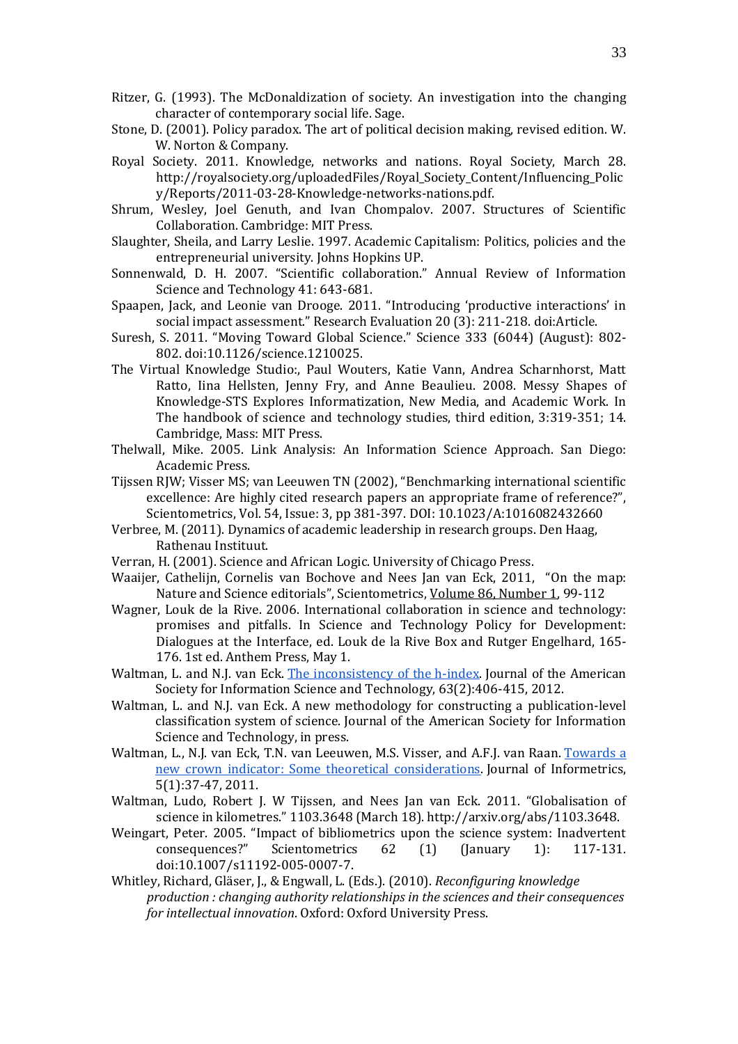Ritzer, G. (1993). The McDonaldization of society. An investigation into the changing character of contemporary social life. Sage.

Stone, D. (2001). Policy paradox. The art of political decision making, revised edition. W. W. Norton & Company.

Royal Society. 2011. Knowledge, networks and nations. Royal Society, March 28. http://royalsociety.org/uploadedFiles/Royal_Society_Content/Influencing_Policy/Reports/2011-03-28-Knowledge-networks-nations.pdf.

Shrum, Wesley, Joel Genuth, and Ivan Chompalov. 2007. Structures of Scientific Collaboration. Cambridge: MIT Press.

Slaughter, Sheila, and Larry Leslie. 1997. Academic Capitalism: Politics, policies and the entrepreneurial university. Johns Hopkins UP.

Sonnenwald, D. H. 2007. "Scientific collaboration." Annual Review of Information Science and Technology 41: 643-681.

Spaapen, Jack, and Leonie van Drooge. 2011. "Introducing 'productive interactions' in social impact assessment." Research Evaluation 20 (3): 211-218. doi:Article.

Suresh, S. 2011. "Moving Toward Global Science." Science 333 (6044) (August): 802-802. doi:10.1126/science.1210025.

The Virtual Knowledge Studio:, Paul Wouters, Katie Vann, Andrea Scharnhorst, Matt Ratto, Iina Hellsten, Jenny Fry, and Anne Beaulieu. 2008. Messy Shapes of Knowledge-STS Explores Informatization, New Media, and Academic Work. In The handbook of science and technology studies, third edition, 3:319-351; 14. Cambridge, Mass: MIT Press.

Thelwall, Mike. 2005. Link Analysis: An Information Science Approach. San Diego: Academic Press.

Tijssen RJW; Visser MS; van Leeuwen TN (2002), "Benchmarking international scientific excellence: Are highly cited research papers an appropriate frame of reference?", Scientometrics, Vol. 54, Issue: 3, pp 381-397. DOI: 10.1023/A:1016082432660

Verbree, M. (2011). Dynamics of academic leadership in research groups. Den Haag, Rathenau Instituut.

Verran, H. (2001). Science and African Logic. University of Chicago Press.

Waaijer, Cathelijn, Cornelis van Bochove and Nees Jan van Eck, 2011, "On the map: Nature and Science editorials", Scientometrics, Volume 86, Number 1, 99-112

Wagner, Louk de la Rive. 2006. International collaboration in science and technology: promises and pitfalls. In Science and Technology Policy for Development: Dialogues at the Interface, ed. Louk de la Rive Box and Rutger Engelhard, 165-176. 1st ed. Anthem Press, May 1.

Waltman, L. and N.J. van Eck. The inconsistency of the h-index. Journal of the American Society for Information Science and Technology, 63(2):406-415, 2012.

Waltman, L. and N.J. van Eck. A new methodology for constructing a publication-level classification system of science. Journal of the American Society for Information Science and Technology, in press.

Waltman, L., N.J. van Eck, T.N. van Leeuwen, M.S. Visser, and A.F.J. van Raan. Towards a new crown indicator: Some theoretical considerations. Journal of Informetrics, 5(1):37-47, 2011.

Waltman, Ludo, Robert J. W Tijssen, and Nees Jan van Eck. 2011. "Globalisation of science in kilometres." 1103.3648 (March 18). http://arxiv.org/abs/1103.3648.

Weingart, Peter. 2005. "Impact of bibliometrics upon the science system: Inadvertent consequences?" Scientometrics 62 (1) (January 1): 117-131. doi:10.1007/s11192-005-0007-7.

Whitley, Richard, Gläser, J., & Engwall, L. (Eds.). (2010). *Reconfiguring knowledge production : changing authority relationships in the sciences and their consequences for intellectual innovation*. Oxford: Oxford University Press.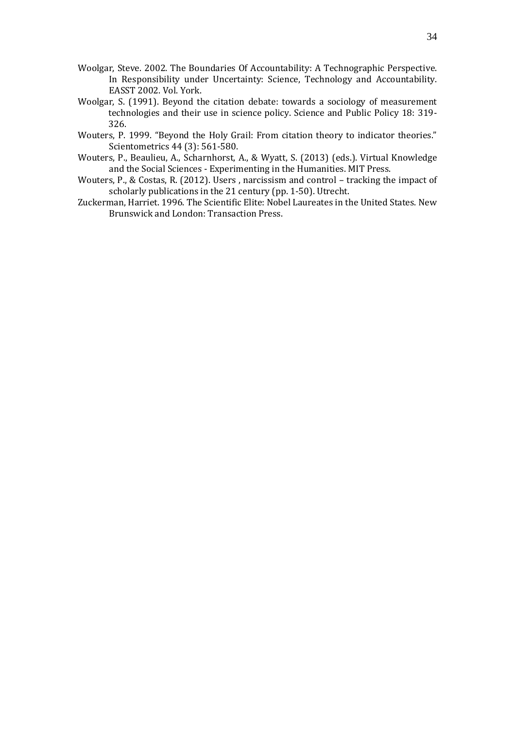Woolgar, Steve. 2002. The Boundaries Of Accountability: A Technographic Perspective. In Responsibility under Uncertainty: Science, Technology and Accountability. EASST 2002. Vol. York.

Woolgar, S. (1991). Beyond the citation debate: towards a sociology of measurement technologies and their use in science policy. Science and Public Policy 18: 319-326.

Wouters, P. 1999. "Beyond the Holy Grail: From citation theory to indicator theories." Scientometrics 44 (3): 561-580.

Wouters, P., Beaulieu, A., Scharnhorst, A., & Wyatt, S. (2013) (eds.). Virtual Knowledge and the Social Sciences - Experimenting in the Humanities. MIT Press.

Wouters, P., & Costas, R. (2012). Users , narcissism and control – tracking the impact of scholarly publications in the 21 century (pp. 1-50). Utrecht.

Zuckerman, Harriet. 1996. The Scientific Elite: Nobel Laureates in the United States. New Brunswick and London: Transaction Press.